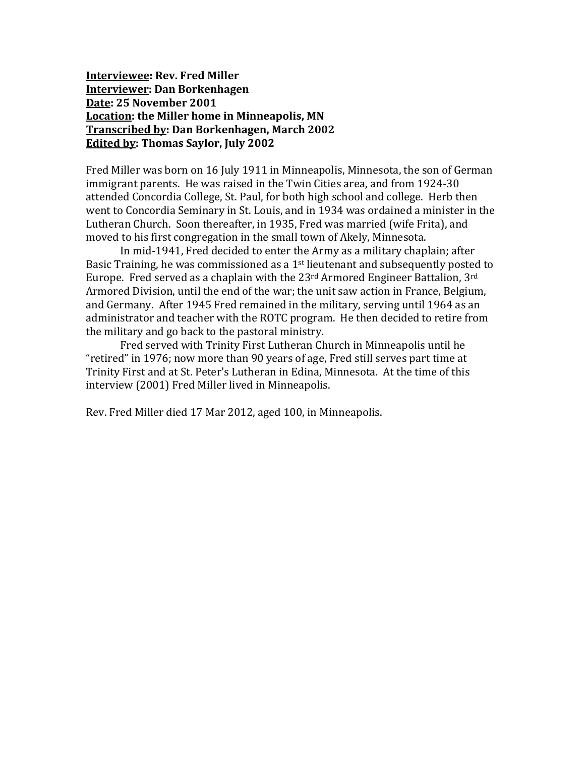**<u>Interviewee</u>: Rev. Fred Miller**
**<u>Interviewer</u>: Dan Borkenhagen**
**<u>Date</u>: 25 November 2001**
**<u>Location</u>: the Miller home in Minneapolis, MN**
**<u>Transcribed by</u>: Dan Borkenhagen, March 2002**
**<u>Edited by</u>: Thomas Saylor, July 2002**

Fred Miller was born on 16 July 1911 in Minneapolis, Minnesota, the son of German immigrant parents. He was raised in the Twin Cities area, and from 1924-30 attended Concordia College, St. Paul, for both high school and college. Herb then went to Concordia Seminary in St. Louis, and in 1934 was ordained a minister in the Lutheran Church. Soon thereafter, in 1935, Fred was married (wife Frita), and moved to his first congregation in the small town of Akely, Minnesota.

In mid-1941, Fred decided to enter the Army as a military chaplain; after Basic Training, he was commissioned as a 1st lieutenant and subsequently posted to Europe. Fred served as a chaplain with the 23rd Armored Engineer Battalion, 3rd Armored Division, until the end of the war; the unit saw action in France, Belgium, and Germany. After 1945 Fred remained in the military, serving until 1964 as an administrator and teacher with the ROTC program. He then decided to retire from the military and go back to the pastoral ministry.

Fred served with Trinity First Lutheran Church in Minneapolis until he "retired" in 1976; now more than 90 years of age, Fred still serves part time at Trinity First and at St. Peter's Lutheran in Edina, Minnesota. At the time of this interview (2001) Fred Miller lived in Minneapolis.

Rev. Fred Miller died 17 Mar 2012, aged 100, in Minneapolis.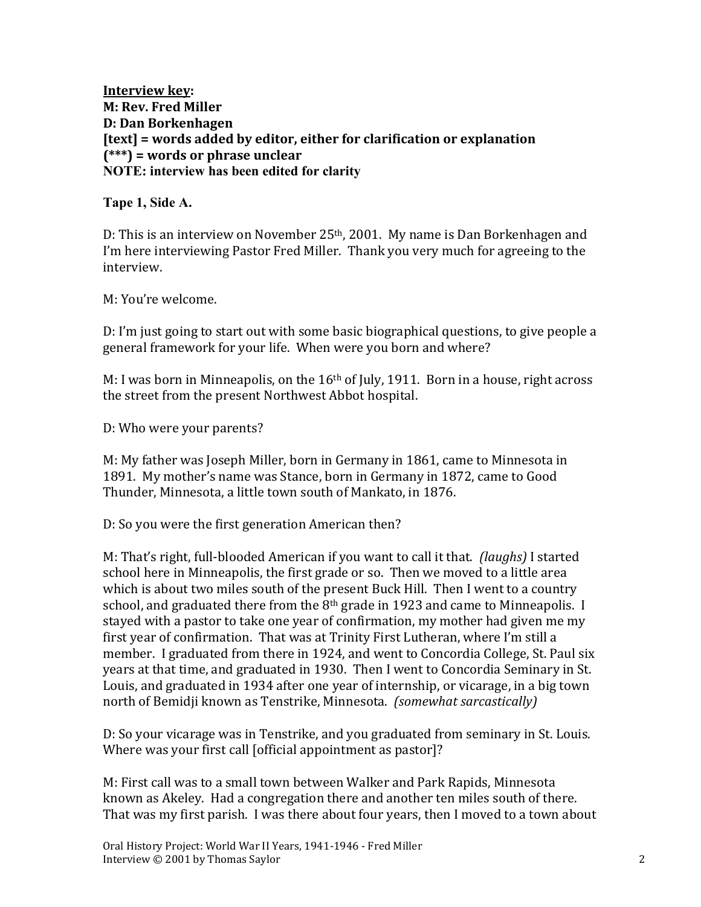**Interview key:**
**M: Rev. Fred Miller**
**D: Dan Borkenhagen**
**[text] = words added by editor, either for clarification or explanation**
**(***) = words or phrase unclear**
**NOTE: interview has been edited for clarity**

**Tape 1, Side A.**

D: This is an interview on November 25th, 2001. My name is Dan Borkenhagen and I'm here interviewing Pastor Fred Miller. Thank you very much for agreeing to the interview.

M: You're welcome.

D: I'm just going to start out with some basic biographical questions, to give people a general framework for your life. When were you born and where?

M: I was born in Minneapolis, on the 16th of July, 1911. Born in a house, right across the street from the present Northwest Abbot hospital.

D: Who were your parents?

M: My father was Joseph Miller, born in Germany in 1861, came to Minnesota in 1891. My mother's name was Stance, born in Germany in 1872, came to Good Thunder, Minnesota, a little town south of Mankato, in 1876.

D: So you were the first generation American then?

M: That's right, full-blooded American if you want to call it that. *(laughs)* I started school here in Minneapolis, the first grade or so. Then we moved to a little area which is about two miles south of the present Buck Hill. Then I went to a country school, and graduated there from the 8th grade in 1923 and came to Minneapolis. I stayed with a pastor to take one year of confirmation, my mother had given me my first year of confirmation. That was at Trinity First Lutheran, where I'm still a member. I graduated from there in 1924, and went to Concordia College, St. Paul six years at that time, and graduated in 1930. Then I went to Concordia Seminary in St. Louis, and graduated in 1934 after one year of internship, or vicarage, in a big town north of Bemidji known as Tenstrike, Minnesota. *(somewhat sarcastically)*

D: So your vicarage was in Tenstrike, and you graduated from seminary in St. Louis. Where was your first call [official appointment as pastor]?

M: First call was to a small town between Walker and Park Rapids, Minnesota known as Akeley. Had a congregation there and another ten miles south of there. That was my first parish. I was there about four years, then I moved to a town about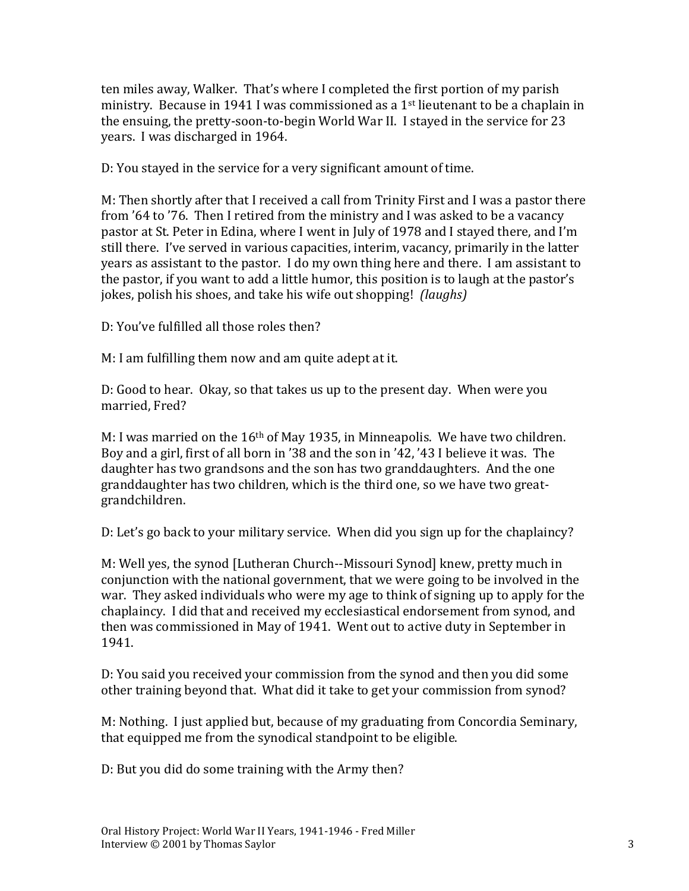ten miles away, Walker. That's where I completed the first portion of my parish ministry. Because in 1941 I was commissioned as a 1st lieutenant to be a chaplain in the ensuing, the pretty-soon-to-begin World War II. I stayed in the service for 23 years. I was discharged in 1964.

D: You stayed in the service for a very significant amount of time.

M: Then shortly after that I received a call from Trinity First and I was a pastor there from '64 to '76. Then I retired from the ministry and I was asked to be a vacancy pastor at St. Peter in Edina, where I went in July of 1978 and I stayed there, and I'm still there. I've served in various capacities, interim, vacancy, primarily in the latter years as assistant to the pastor. I do my own thing here and there. I am assistant to the pastor, if you want to add a little humor, this position is to laugh at the pastor's jokes, polish his shoes, and take his wife out shopping! *(laughs)*

D: You've fulfilled all those roles then?

M: I am fulfilling them now and am quite adept at it.

D: Good to hear. Okay, so that takes us up to the present day. When were you married, Fred?

M: I was married on the 16th of May 1935, in Minneapolis. We have two children. Boy and a girl, first of all born in '38 and the son in '42, '43 I believe it was. The daughter has two grandsons and the son has two granddaughters. And the one granddaughter has two children, which is the third one, so we have two great-grandchildren.

D: Let's go back to your military service. When did you sign up for the chaplaincy?

M: Well yes, the synod [Lutheran Church--Missouri Synod] knew, pretty much in conjunction with the national government, that we were going to be involved in the war. They asked individuals who were my age to think of signing up to apply for the chaplaincy. I did that and received my ecclesiastical endorsement from synod, and then was commissioned in May of 1941. Went out to active duty in September in 1941.

D: You said you received your commission from the synod and then you did some other training beyond that. What did it take to get your commission from synod?

M: Nothing. I just applied but, because of my graduating from Concordia Seminary, that equipped me from the synodical standpoint to be eligible.

D: But you did do some training with the Army then?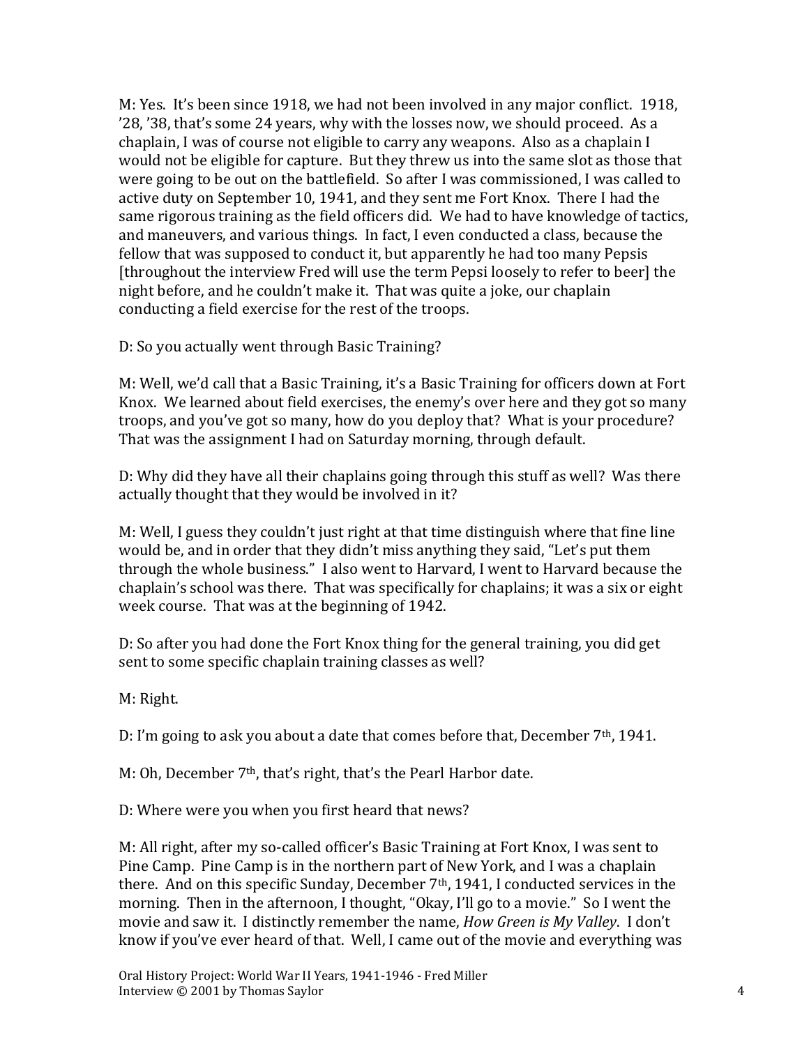M: Yes. It's been since 1918, we had not been involved in any major conflict. 1918, '28, '38, that's some 24 years, why with the losses now, we should proceed. As a chaplain, I was of course not eligible to carry any weapons. Also as a chaplain I would not be eligible for capture. But they threw us into the same slot as those that were going to be out on the battlefield. So after I was commissioned, I was called to active duty on September 10, 1941, and they sent me Fort Knox. There I had the same rigorous training as the field officers did. We had to have knowledge of tactics, and maneuvers, and various things. In fact, I even conducted a class, because the fellow that was supposed to conduct it, but apparently he had too many Pepsis [throughout the interview Fred will use the term Pepsi loosely to refer to beer] the night before, and he couldn't make it. That was quite a joke, our chaplain conducting a field exercise for the rest of the troops.

D: So you actually went through Basic Training?

M: Well, we'd call that a Basic Training, it's a Basic Training for officers down at Fort Knox. We learned about field exercises, the enemy's over here and they got so many troops, and you've got so many, how do you deploy that? What is your procedure? That was the assignment I had on Saturday morning, through default.

D: Why did they have all their chaplains going through this stuff as well? Was there actually thought that they would be involved in it?

M: Well, I guess they couldn't just right at that time distinguish where that fine line would be, and in order that they didn't miss anything they said, "Let's put them through the whole business." I also went to Harvard, I went to Harvard because the chaplain's school was there. That was specifically for chaplains; it was a six or eight week course. That was at the beginning of 1942.

D: So after you had done the Fort Knox thing for the general training, you did get sent to some specific chaplain training classes as well?

M: Right.

D: I'm going to ask you about a date that comes before that, December 7th, 1941.

M: Oh, December 7th, that's right, that's the Pearl Harbor date.

D: Where were you when you first heard that news?

M: All right, after my so-called officer's Basic Training at Fort Knox, I was sent to Pine Camp. Pine Camp is in the northern part of New York, and I was a chaplain there. And on this specific Sunday, December 7th, 1941, I conducted services in the morning. Then in the afternoon, I thought, "Okay, I'll go to a movie." So I went the movie and saw it. I distinctly remember the name, *How Green is My Valley*. I don't know if you've ever heard of that. Well, I came out of the movie and everything was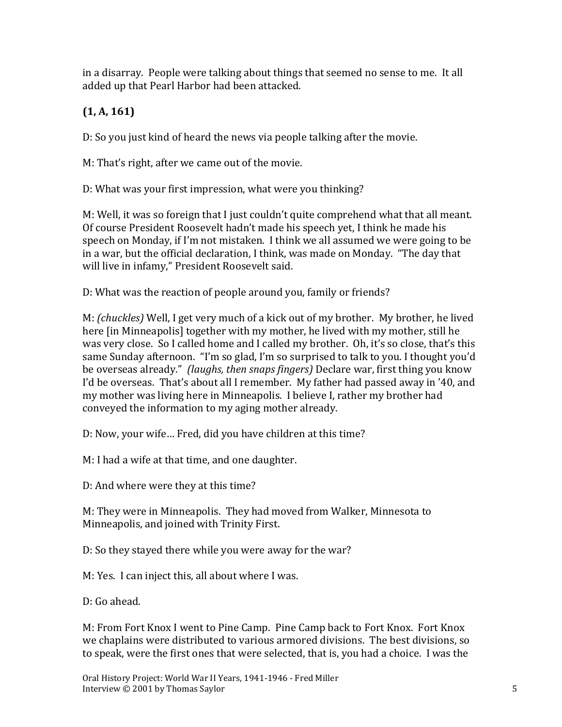in a disarray. People were talking about things that seemed no sense to me. It all added up that Pearl Harbor had been attacked.

**(1, A, 161)**

D: So you just kind of heard the news via people talking after the movie.

M: That's right, after we came out of the movie.

D: What was your first impression, what were you thinking?

M: Well, it was so foreign that I just couldn't quite comprehend what that all meant. Of course President Roosevelt hadn't made his speech yet, I think he made his speech on Monday, if I'm not mistaken. I think we all assumed we were going to be in a war, but the official declaration, I think, was made on Monday. "The day that will live in infamy," President Roosevelt said.

D: What was the reaction of people around you, family or friends?

M: *(chuckles)* Well, I get very much of a kick out of my brother. My brother, he lived here [in Minneapolis] together with my mother, he lived with my mother, still he was very close. So I called home and I called my brother. Oh, it's so close, that's this same Sunday afternoon. "I'm so glad, I'm so surprised to talk to you. I thought you'd be overseas already." *(laughs, then snaps fingers)* Declare war, first thing you know I'd be overseas. That's about all I remember. My father had passed away in '40, and my mother was living here in Minneapolis. I believe I, rather my brother had conveyed the information to my aging mother already.

D: Now, your wife… Fred, did you have children at this time?

M: I had a wife at that time, and one daughter.

D: And where were they at this time?

M: They were in Minneapolis. They had moved from Walker, Minnesota to Minneapolis, and joined with Trinity First.

D: So they stayed there while you were away for the war?

M: Yes. I can inject this, all about where I was.

D: Go ahead.

M: From Fort Knox I went to Pine Camp. Pine Camp back to Fort Knox. Fort Knox we chaplains were distributed to various armored divisions. The best divisions, so to speak, were the first ones that were selected, that is, you had a choice. I was the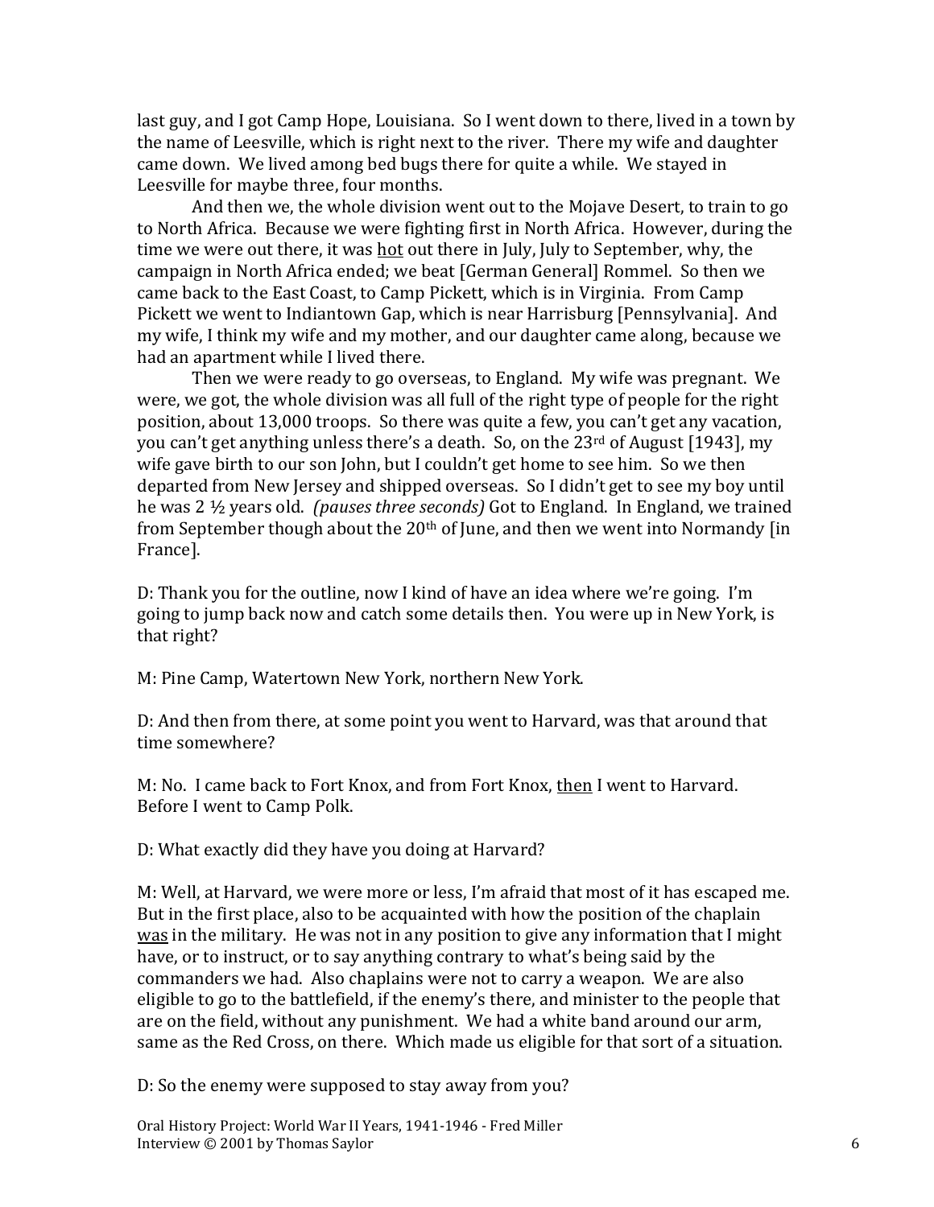last guy, and I got Camp Hope, Louisiana. So I went down to there, lived in a town by the name of Leesville, which is right next to the river. There my wife and daughter came down. We lived among bed bugs there for quite a while. We stayed in Leesville for maybe three, four months.

And then we, the whole division went out to the Mojave Desert, to train to go to North Africa. Because we were fighting first in North Africa. However, during the time we were out there, it was <u>hot</u> out there in July, July to September, why, the campaign in North Africa ended; we beat [German General] Rommel. So then we came back to the East Coast, to Camp Pickett, which is in Virginia. From Camp Pickett we went to Indiantown Gap, which is near Harrisburg [Pennsylvania]. And my wife, I think my wife and my mother, and our daughter came along, because we had an apartment while I lived there.

Then we were ready to go overseas, to England. My wife was pregnant. We were, we got, the whole division was all full of the right type of people for the right position, about 13,000 troops. So there was quite a few, you can't get any vacation, you can't get anything unless there's a death. So, on the 23rd of August [1943], my wife gave birth to our son John, but I couldn't get home to see him. So we then departed from New Jersey and shipped overseas. So I didn't get to see my boy until he was 2 ½ years old. *(pauses three seconds)* Got to England. In England, we trained from September though about the 20th of June, and then we went into Normandy [in France].

D: Thank you for the outline, now I kind of have an idea where we're going. I'm going to jump back now and catch some details then. You were up in New York, is that right?

M: Pine Camp, Watertown New York, northern New York.

D: And then from there, at some point you went to Harvard, was that around that time somewhere?

M: No. I came back to Fort Knox, and from Fort Knox, <u>then</u> I went to Harvard. Before I went to Camp Polk.

D: What exactly did they have you doing at Harvard?

M: Well, at Harvard, we were more or less, I'm afraid that most of it has escaped me. But in the first place, also to be acquainted with how the position of the chaplain <u>was</u> in the military. He was not in any position to give any information that I might have, or to instruct, or to say anything contrary to what's being said by the commanders we had. Also chaplains were not to carry a weapon. We are also eligible to go to the battlefield, if the enemy's there, and minister to the people that are on the field, without any punishment. We had a white band around our arm, same as the Red Cross, on there. Which made us eligible for that sort of a situation.

D: So the enemy were supposed to stay away from you?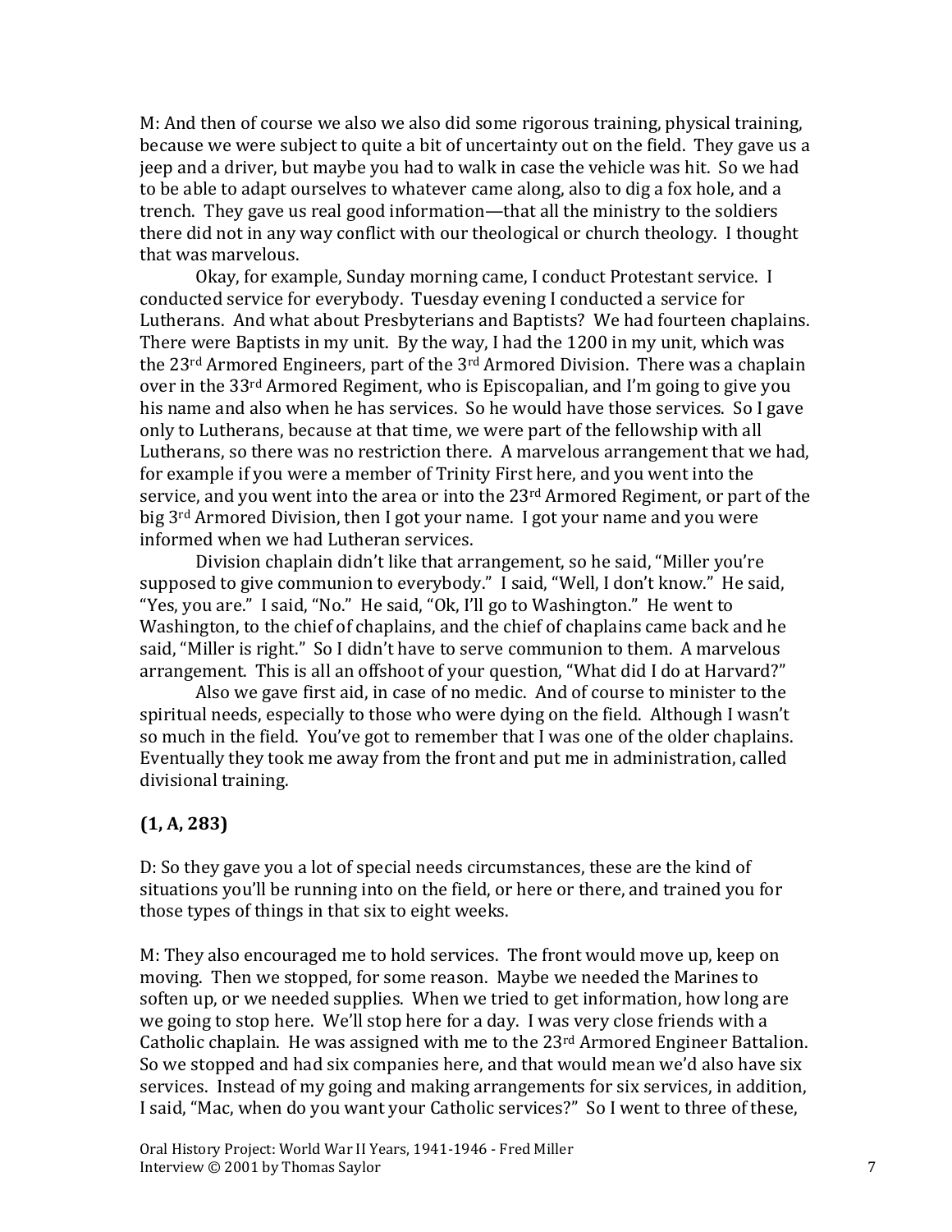M: And then of course we also we also did some rigorous training, physical training, because we were subject to quite a bit of uncertainty out on the field. They gave us a jeep and a driver, but maybe you had to walk in case the vehicle was hit. So we had to be able to adapt ourselves to whatever came along, also to dig a fox hole, and a trench. They gave us real good information—that all the ministry to the soldiers there did not in any way conflict with our theological or church theology. I thought that was marvelous.

Okay, for example, Sunday morning came, I conduct Protestant service. I conducted service for everybody. Tuesday evening I conducted a service for Lutherans. And what about Presbyterians and Baptists? We had fourteen chaplains. There were Baptists in my unit. By the way, I had the 1200 in my unit, which was the 23rd Armored Engineers, part of the 3rd Armored Division. There was a chaplain over in the 33rd Armored Regiment, who is Episcopalian, and I'm going to give you his name and also when he has services. So he would have those services. So I gave only to Lutherans, because at that time, we were part of the fellowship with all Lutherans, so there was no restriction there. A marvelous arrangement that we had, for example if you were a member of Trinity First here, and you went into the service, and you went into the area or into the 23rd Armored Regiment, or part of the big 3rd Armored Division, then I got your name. I got your name and you were informed when we had Lutheran services.

Division chaplain didn't like that arrangement, so he said, "Miller you're supposed to give communion to everybody." I said, "Well, I don't know." He said, "Yes, you are." I said, "No." He said, "Ok, I'll go to Washington." He went to Washington, to the chief of chaplains, and the chief of chaplains came back and he said, "Miller is right." So I didn't have to serve communion to them. A marvelous arrangement. This is all an offshoot of your question, "What did I do at Harvard?"

Also we gave first aid, in case of no medic. And of course to minister to the spiritual needs, especially to those who were dying on the field. Although I wasn't so much in the field. You've got to remember that I was one of the older chaplains. Eventually they took me away from the front and put me in administration, called divisional training.

**(1, A, 283)**

D: So they gave you a lot of special needs circumstances, these are the kind of situations you'll be running into on the field, or here or there, and trained you for those types of things in that six to eight weeks.

M: They also encouraged me to hold services. The front would move up, keep on moving. Then we stopped, for some reason. Maybe we needed the Marines to soften up, or we needed supplies. When we tried to get information, how long are we going to stop here. We'll stop here for a day. I was very close friends with a Catholic chaplain. He was assigned with me to the 23rd Armored Engineer Battalion. So we stopped and had six companies here, and that would mean we'd also have six services. Instead of my going and making arrangements for six services, in addition, I said, "Mac, when do you want your Catholic services?" So I went to three of these,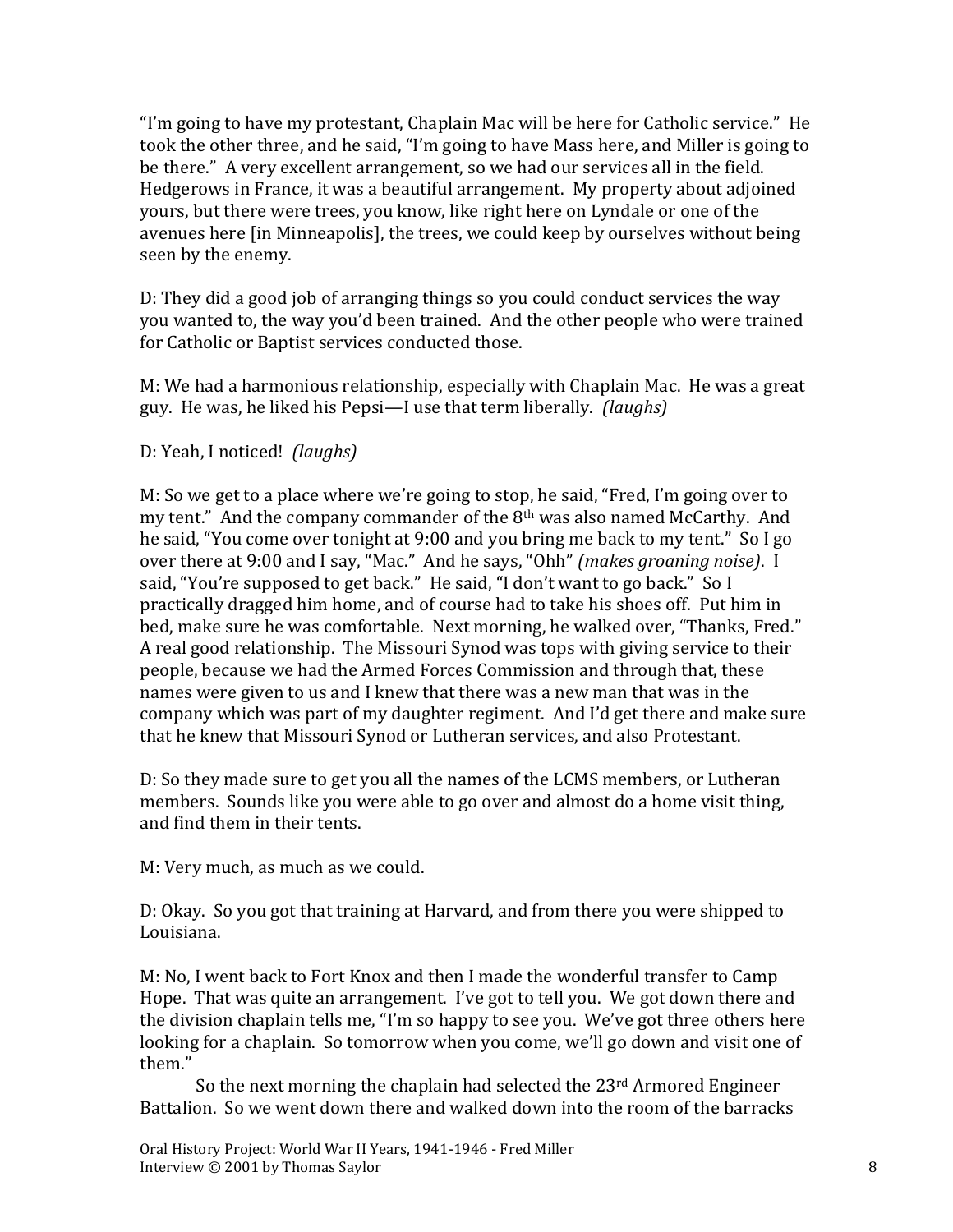"I'm going to have my protestant, Chaplain Mac will be here for Catholic service." He took the other three, and he said, "I'm going to have Mass here, and Miller is going to be there." A very excellent arrangement, so we had our services all in the field. Hedgerows in France, it was a beautiful arrangement. My property about adjoined yours, but there were trees, you know, like right here on Lyndale or one of the avenues here [in Minneapolis], the trees, we could keep by ourselves without being seen by the enemy.

D: They did a good job of arranging things so you could conduct services the way you wanted to, the way you'd been trained. And the other people who were trained for Catholic or Baptist services conducted those.

M: We had a harmonious relationship, especially with Chaplain Mac. He was a great guy. He was, he liked his Pepsi—I use that term liberally. *(laughs)*

D: Yeah, I noticed! *(laughs)*

M: So we get to a place where we're going to stop, he said, "Fred, I'm going over to my tent." And the company commander of the 8th was also named McCarthy. And he said, "You come over tonight at 9:00 and you bring me back to my tent." So I go over there at 9:00 and I say, "Mac." And he says, "Ohh" *(makes groaning noise)*. I said, "You're supposed to get back." He said, "I don't want to go back." So I practically dragged him home, and of course had to take his shoes off. Put him in bed, make sure he was comfortable. Next morning, he walked over, "Thanks, Fred." A real good relationship. The Missouri Synod was tops with giving service to their people, because we had the Armed Forces Commission and through that, these names were given to us and I knew that there was a new man that was in the company which was part of my daughter regiment. And I'd get there and make sure that he knew that Missouri Synod or Lutheran services, and also Protestant.

D: So they made sure to get you all the names of the LCMS members, or Lutheran members. Sounds like you were able to go over and almost do a home visit thing, and find them in their tents.

M: Very much, as much as we could.

D: Okay. So you got that training at Harvard, and from there you were shipped to Louisiana.

M: No, I went back to Fort Knox and then I made the wonderful transfer to Camp Hope. That was quite an arrangement. I've got to tell you. We got down there and the division chaplain tells me, "I'm so happy to see you. We've got three others here looking for a chaplain. So tomorrow when you come, we'll go down and visit one of them."

So the next morning the chaplain had selected the 23rd Armored Engineer Battalion. So we went down there and walked down into the room of the barracks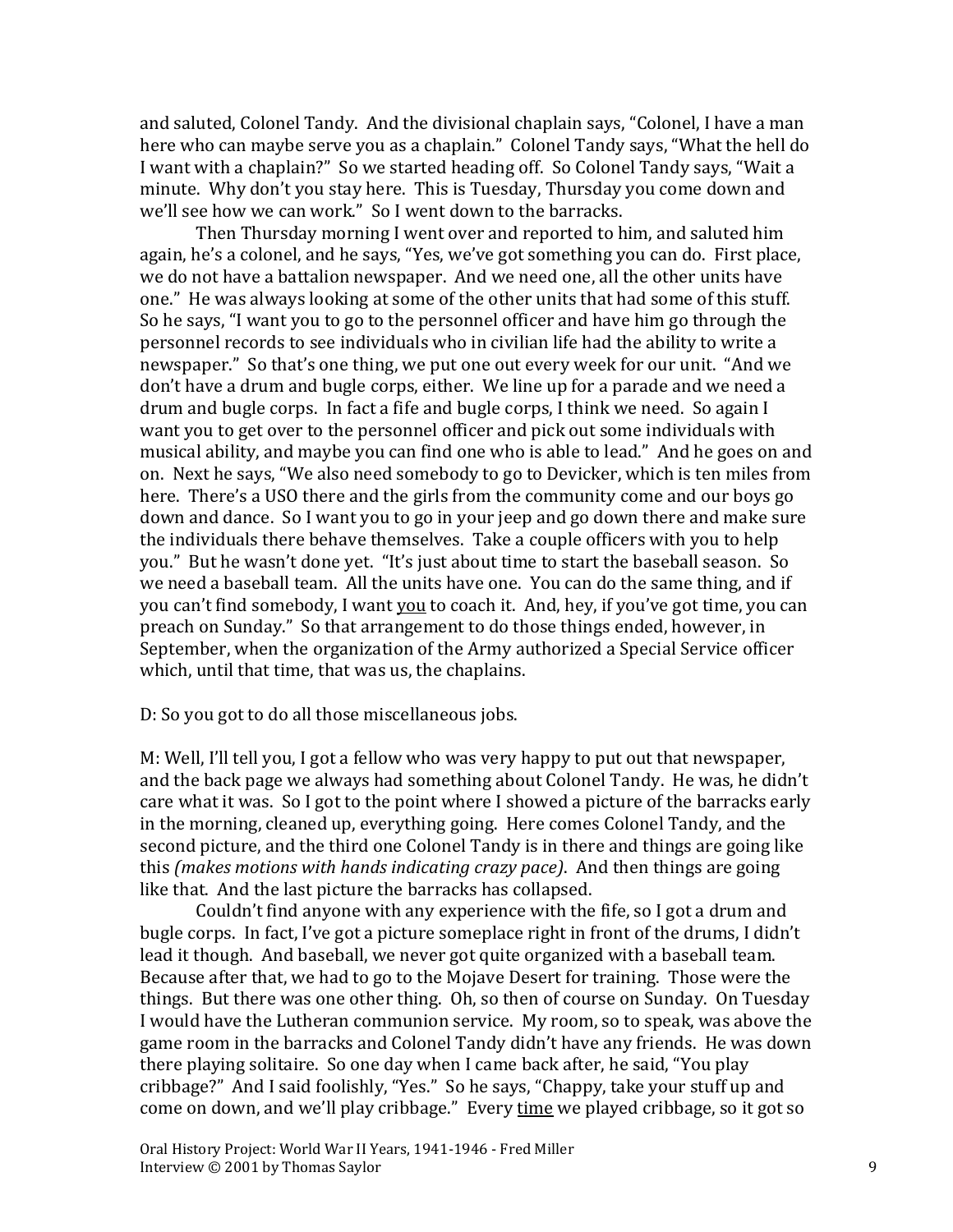and saluted, Colonel Tandy. And the divisional chaplain says, "Colonel, I have a man here who can maybe serve you as a chaplain." Colonel Tandy says, "What the hell do I want with a chaplain?" So we started heading off. So Colonel Tandy says, "Wait a minute. Why don't you stay here. This is Tuesday, Thursday you come down and we'll see how we can work." So I went down to the barracks.

Then Thursday morning I went over and reported to him, and saluted him again, he's a colonel, and he says, "Yes, we've got something you can do. First place, we do not have a battalion newspaper. And we need one, all the other units have one." He was always looking at some of the other units that had some of this stuff. So he says, "I want you to go to the personnel officer and have him go through the personnel records to see individuals who in civilian life had the ability to write a newspaper." So that's one thing, we put one out every week for our unit. "And we don't have a drum and bugle corps, either. We line up for a parade and we need a drum and bugle corps. In fact a fife and bugle corps, I think we need. So again I want you to get over to the personnel officer and pick out some individuals with musical ability, and maybe you can find one who is able to lead." And he goes on and on. Next he says, "We also need somebody to go to Devicker, which is ten miles from here. There's a USO there and the girls from the community come and our boys go down and dance. So I want you to go in your jeep and go down there and make sure the individuals there behave themselves. Take a couple officers with you to help you." But he wasn't done yet. "It's just about time to start the baseball season. So we need a baseball team. All the units have one. You can do the same thing, and if you can't find somebody, I want <u>you</u> to coach it. And, hey, if you've got time, you can preach on Sunday." So that arrangement to do those things ended, however, in September, when the organization of the Army authorized a Special Service officer which, until that time, that was us, the chaplains.

D: So you got to do all those miscellaneous jobs.

M: Well, I'll tell you, I got a fellow who was very happy to put out that newspaper, and the back page we always had something about Colonel Tandy. He was, he didn't care what it was. So I got to the point where I showed a picture of the barracks early in the morning, cleaned up, everything going. Here comes Colonel Tandy, and the second picture, and the third one Colonel Tandy is in there and things are going like this *(makes motions with hands indicating crazy pace)*. And then things are going like that. And the last picture the barracks has collapsed.

Couldn't find anyone with any experience with the fife, so I got a drum and bugle corps. In fact, I've got a picture someplace right in front of the drums, I didn't lead it though. And baseball, we never got quite organized with a baseball team. Because after that, we had to go to the Mojave Desert for training. Those were the things. But there was one other thing. Oh, so then of course on Sunday. On Tuesday I would have the Lutheran communion service. My room, so to speak, was above the game room in the barracks and Colonel Tandy didn't have any friends. He was down there playing solitaire. So one day when I came back after, he said, "You play cribbage?" And I said foolishly, "Yes." So he says, "Chappy, take your stuff up and come on down, and we'll play cribbage." Every <u>time</u> we played cribbage, so it got so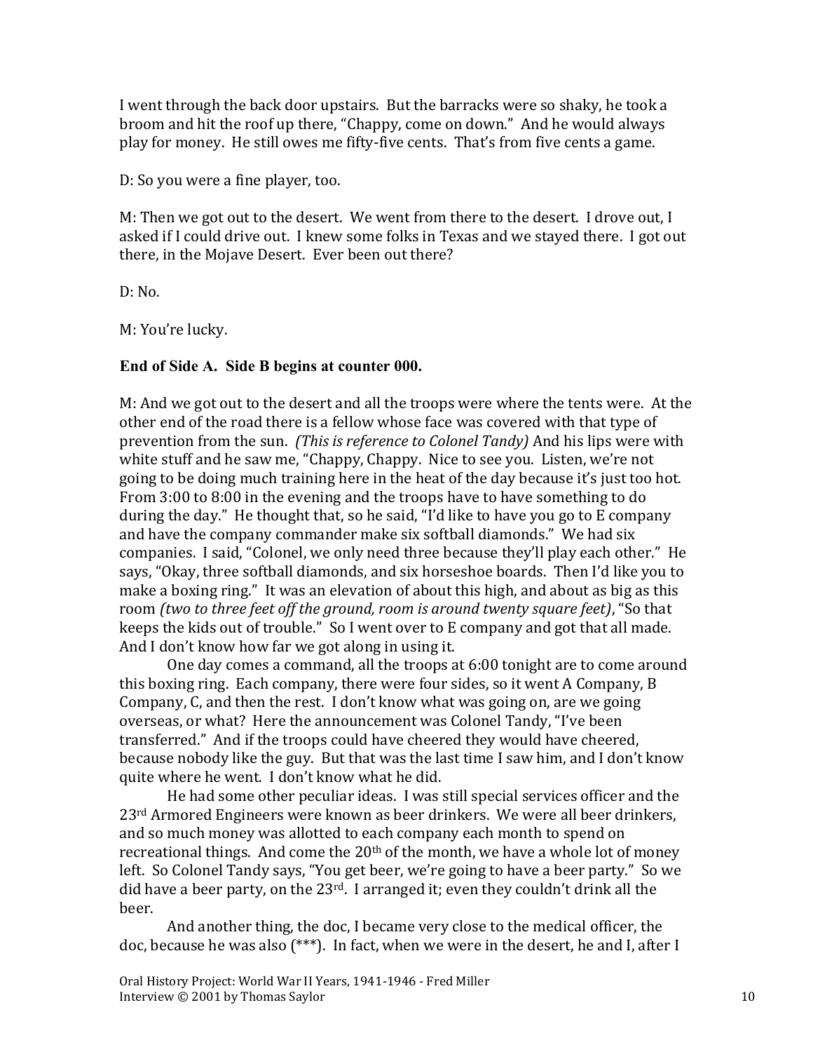I went through the back door upstairs. But the barracks were so shaky, he took a broom and hit the roof up there, "Chappy, come on down." And he would always play for money. He still owes me fifty-five cents. That's from five cents a game.

D: So you were a fine player, too.

M: Then we got out to the desert. We went from there to the desert. I drove out, I asked if I could drive out. I knew some folks in Texas and we stayed there. I got out there, in the Mojave Desert. Ever been out there?

D: No.

M: You're lucky.

**End of Side A. Side B begins at counter 000.**

M: And we got out to the desert and all the troops were where the tents were. At the other end of the road there is a fellow whose face was covered with that type of prevention from the sun. *(This is reference to Colonel Tandy)* And his lips were with white stuff and he saw me, "Chappy, Chappy. Nice to see you. Listen, we're not going to be doing much training here in the heat of the day because it's just too hot. From 3:00 to 8:00 in the evening and the troops have to have something to do during the day." He thought that, so he said, "I'd like to have you go to E company and have the company commander make six softball diamonds." We had six companies. I said, "Colonel, we only need three because they'll play each other." He says, "Okay, three softball diamonds, and six horseshoe boards. Then I'd like you to make a boxing ring." It was an elevation of about this high, and about as big as this room *(two to three feet off the ground, room is around twenty square feet)*, "So that keeps the kids out of trouble." So I went over to E company and got that all made. And I don't know how far we got along in using it.

One day comes a command, all the troops at 6:00 tonight are to come around this boxing ring. Each company, there were four sides, so it went A Company, B Company, C, and then the rest. I don't know what was going on, are we going overseas, or what? Here the announcement was Colonel Tandy, "I've been transferred." And if the troops could have cheered they would have cheered, because nobody like the guy. But that was the last time I saw him, and I don't know quite where he went. I don't know what he did.

He had some other peculiar ideas. I was still special services officer and the 23rd Armored Engineers were known as beer drinkers. We were all beer drinkers, and so much money was allotted to each company each month to spend on recreational things. And come the 20th of the month, we have a whole lot of money left. So Colonel Tandy says, "You get beer, we're going to have a beer party." So we did have a beer party, on the 23rd. I arranged it; even they couldn't drink all the beer.

And another thing, the doc, I became very close to the medical officer, the doc, because he was also (***). In fact, when we were in the desert, he and I, after I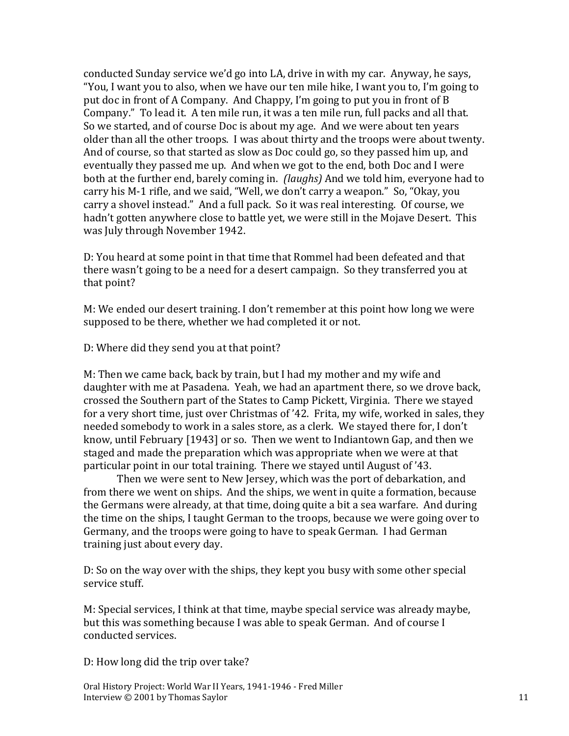conducted Sunday service we'd go into LA, drive in with my car. Anyway, he says, "You, I want you to also, when we have our ten mile hike, I want you to, I'm going to put doc in front of A Company. And Chappy, I'm going to put you in front of B Company." To lead it. A ten mile run, it was a ten mile run, full packs and all that. So we started, and of course Doc is about my age. And we were about ten years older than all the other troops. I was about thirty and the troops were about twenty. And of course, so that started as slow as Doc could go, so they passed him up, and eventually they passed me up. And when we got to the end, both Doc and I were both at the further end, barely coming in. *(laughs)* And we told him, everyone had to carry his M-1 rifle, and we said, "Well, we don't carry a weapon." So, "Okay, you carry a shovel instead." And a full pack. So it was real interesting. Of course, we hadn't gotten anywhere close to battle yet, we were still in the Mojave Desert. This was July through November 1942.

D: You heard at some point in that time that Rommel had been defeated and that there wasn't going to be a need for a desert campaign. So they transferred you at that point?

M: We ended our desert training. I don't remember at this point how long we were supposed to be there, whether we had completed it or not.

D: Where did they send you at that point?

M: Then we came back, back by train, but I had my mother and my wife and daughter with me at Pasadena. Yeah, we had an apartment there, so we drove back, crossed the Southern part of the States to Camp Pickett, Virginia. There we stayed for a very short time, just over Christmas of '42. Frita, my wife, worked in sales, they needed somebody to work in a sales store, as a clerk. We stayed there for, I don't know, until February [1943] or so. Then we went to Indiantown Gap, and then we staged and made the preparation which was appropriate when we were at that particular point in our total training. There we stayed until August of '43.

Then we were sent to New Jersey, which was the port of debarkation, and from there we went on ships. And the ships, we went in quite a formation, because the Germans were already, at that time, doing quite a bit a sea warfare. And during the time on the ships, I taught German to the troops, because we were going over to Germany, and the troops were going to have to speak German. I had German training just about every day.

D: So on the way over with the ships, they kept you busy with some other special service stuff.

M: Special services, I think at that time, maybe special service was already maybe, but this was something because I was able to speak German. And of course I conducted services.

D: How long did the trip over take?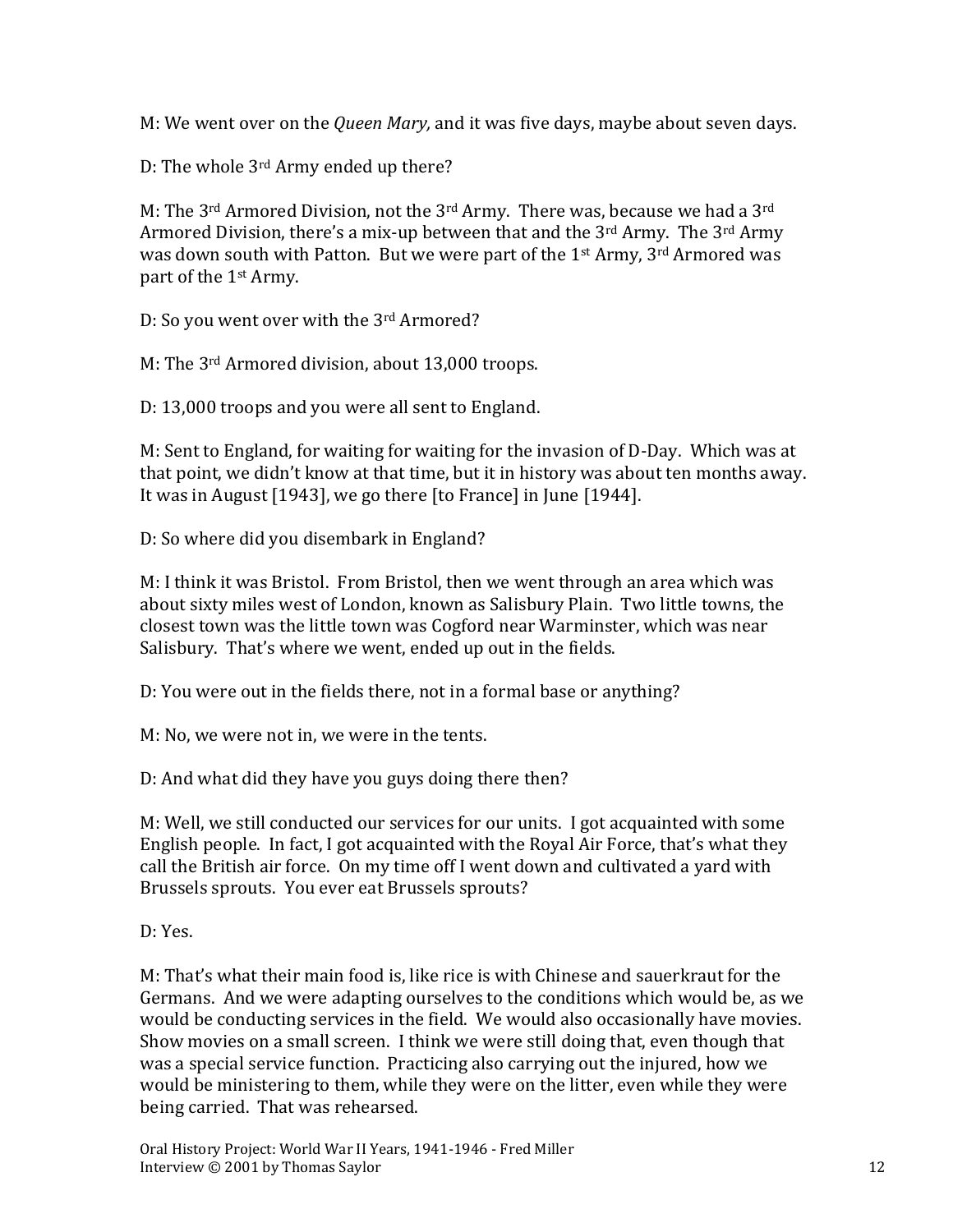M: We went over on the *Queen Mary,* and it was five days, maybe about seven days.

D: The whole 3rd Army ended up there?

M: The 3rd Armored Division, not the 3rd Army. There was, because we had a 3rd Armored Division, there's a mix-up between that and the 3rd Army. The 3rd Army was down south with Patton. But we were part of the 1st Army, 3rd Armored was part of the 1st Army.

D: So you went over with the 3rd Armored?

M: The 3rd Armored division, about 13,000 troops.

D: 13,000 troops and you were all sent to England.

M: Sent to England, for waiting for waiting for the invasion of D-Day. Which was at that point, we didn't know at that time, but it in history was about ten months away. It was in August [1943], we go there [to France] in June [1944].

D: So where did you disembark in England?

M: I think it was Bristol. From Bristol, then we went through an area which was about sixty miles west of London, known as Salisbury Plain. Two little towns, the closest town was the little town was Cogford near Warminster, which was near Salisbury. That's where we went, ended up out in the fields.

D: You were out in the fields there, not in a formal base or anything?

M: No, we were not in, we were in the tents.

D: And what did they have you guys doing there then?

M: Well, we still conducted our services for our units. I got acquainted with some English people. In fact, I got acquainted with the Royal Air Force, that's what they call the British air force. On my time off I went down and cultivated a yard with Brussels sprouts. You ever eat Brussels sprouts?

D: Yes.

M: That's what their main food is, like rice is with Chinese and sauerkraut for the Germans. And we were adapting ourselves to the conditions which would be, as we would be conducting services in the field. We would also occasionally have movies. Show movies on a small screen. I think we were still doing that, even though that was a special service function. Practicing also carrying out the injured, how we would be ministering to them, while they were on the litter, even while they were being carried. That was rehearsed.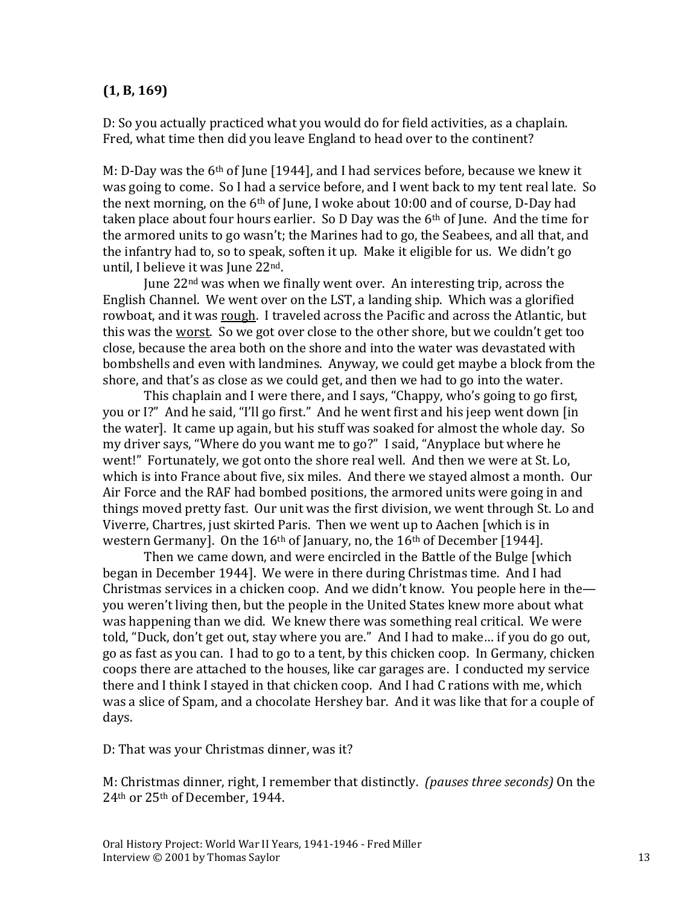**(1, B, 169)**

D: So you actually practiced what you would do for field activities, as a chaplain. Fred, what time then did you leave England to head over to the continent?

M: D-Day was the 6th of June [1944], and I had services before, because we knew it was going to come. So I had a service before, and I went back to my tent real late. So the next morning, on the 6th of June, I woke about 10:00 and of course, D-Day had taken place about four hours earlier. So D Day was the 6th of June. And the time for the armored units to go wasn't; the Marines had to go, the Seabees, and all that, and the infantry had to, so to speak, soften it up. Make it eligible for us. We didn't go until, I believe it was June 22nd.

June 22nd was when we finally went over. An interesting trip, across the English Channel. We went over on the LST, a landing ship. Which was a glorified rowboat, and it was <u>rough</u>. I traveled across the Pacific and across the Atlantic, but this was the <u>worst</u>. So we got over close to the other shore, but we couldn't get too close, because the area both on the shore and into the water was devastated with bombshells and even with landmines. Anyway, we could get maybe a block from the shore, and that's as close as we could get, and then we had to go into the water.

This chaplain and I were there, and I says, "Chappy, who's going to go first, you or I?" And he said, "I'll go first." And he went first and his jeep went down [in the water]. It came up again, but his stuff was soaked for almost the whole day. So my driver says, "Where do you want me to go?" I said, "Anyplace but where he went!" Fortunately, we got onto the shore real well. And then we were at St. Lo, which is into France about five, six miles. And there we stayed almost a month. Our Air Force and the RAF had bombed positions, the armored units were going in and things moved pretty fast. Our unit was the first division, we went through St. Lo and Viverre, Chartres, just skirted Paris. Then we went up to Aachen [which is in western Germany]. On the 16th of January, no, the 16th of December [1944].

Then we came down, and were encircled in the Battle of the Bulge [which began in December 1944]. We were in there during Christmas time. And I had Christmas services in a chicken coop. And we didn't know. You people here in the—you weren't living then, but the people in the United States knew more about what was happening than we did. We knew there was something real critical. We were told, "Duck, don't get out, stay where you are." And I had to make… if you do go out, go as fast as you can. I had to go to a tent, by this chicken coop. In Germany, chicken coops there are attached to the houses, like car garages are. I conducted my service there and I think I stayed in that chicken coop. And I had C rations with me, which was a slice of Spam, and a chocolate Hershey bar. And it was like that for a couple of days.

D: That was your Christmas dinner, was it?

M: Christmas dinner, right, I remember that distinctly. *(pauses three seconds)* On the 24th or 25th of December, 1944.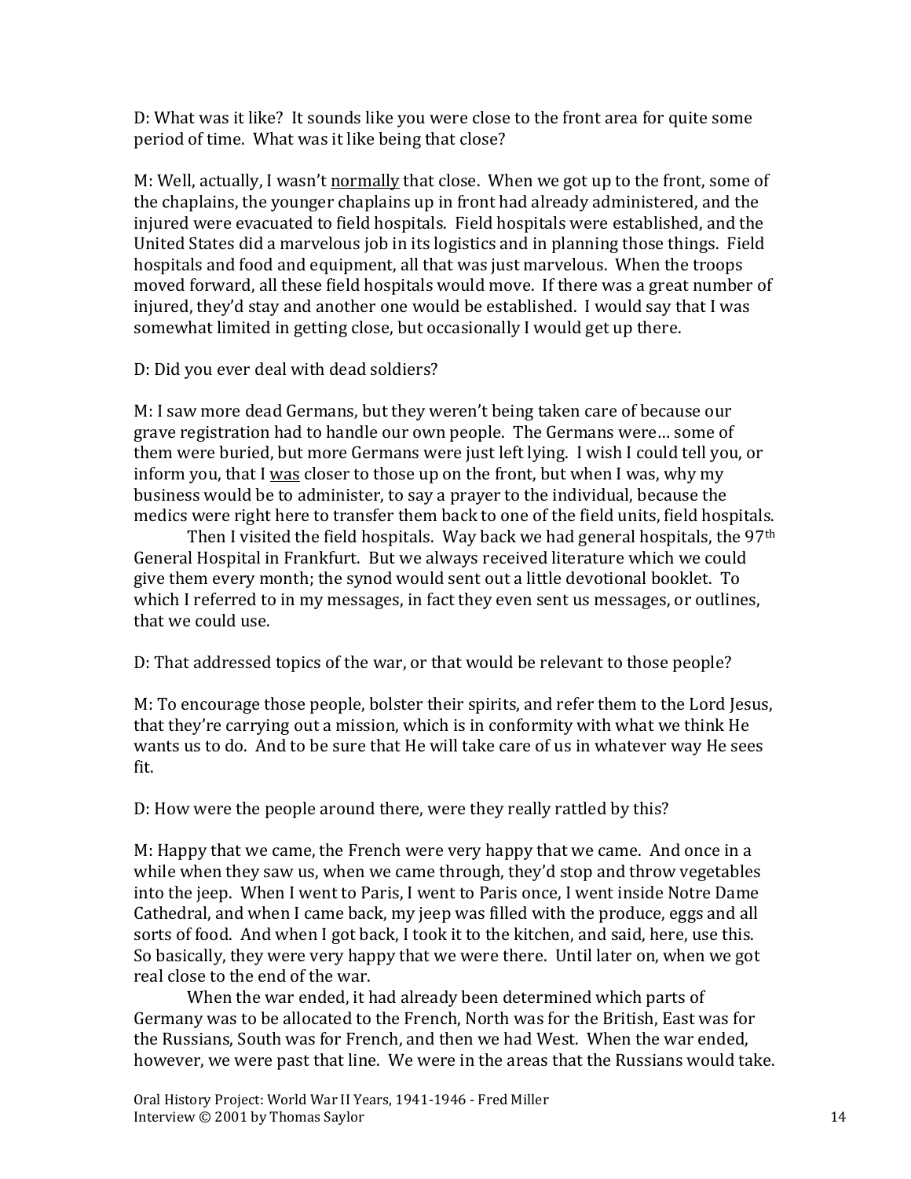D: What was it like? It sounds like you were close to the front area for quite some period of time. What was it like being that close?

M: Well, actually, I wasn't <u>normally</u> that close. When we got up to the front, some of the chaplains, the younger chaplains up in front had already administered, and the injured were evacuated to field hospitals. Field hospitals were established, and the United States did a marvelous job in its logistics and in planning those things. Field hospitals and food and equipment, all that was just marvelous. When the troops moved forward, all these field hospitals would move. If there was a great number of injured, they'd stay and another one would be established. I would say that I was somewhat limited in getting close, but occasionally I would get up there.

D: Did you ever deal with dead soldiers?

M: I saw more dead Germans, but they weren't being taken care of because our grave registration had to handle our own people. The Germans were… some of them were buried, but more Germans were just left lying. I wish I could tell you, or inform you, that I <u>was</u> closer to those up on the front, but when I was, why my business would be to administer, to say a prayer to the individual, because the medics were right here to transfer them back to one of the field units, field hospitals.

Then I visited the field hospitals. Way back we had general hospitals, the 97th General Hospital in Frankfurt. But we always received literature which we could give them every month; the synod would sent out a little devotional booklet. To which I referred to in my messages, in fact they even sent us messages, or outlines, that we could use.

D: That addressed topics of the war, or that would be relevant to those people?

M: To encourage those people, bolster their spirits, and refer them to the Lord Jesus, that they're carrying out a mission, which is in conformity with what we think He wants us to do. And to be sure that He will take care of us in whatever way He sees fit.

D: How were the people around there, were they really rattled by this?

M: Happy that we came, the French were very happy that we came. And once in a while when they saw us, when we came through, they'd stop and throw vegetables into the jeep. When I went to Paris, I went to Paris once, I went inside Notre Dame Cathedral, and when I came back, my jeep was filled with the produce, eggs and all sorts of food. And when I got back, I took it to the kitchen, and said, here, use this. So basically, they were very happy that we were there. Until later on, when we got real close to the end of the war.

When the war ended, it had already been determined which parts of Germany was to be allocated to the French, North was for the British, East was for the Russians, South was for French, and then we had West. When the war ended, however, we were past that line. We were in the areas that the Russians would take.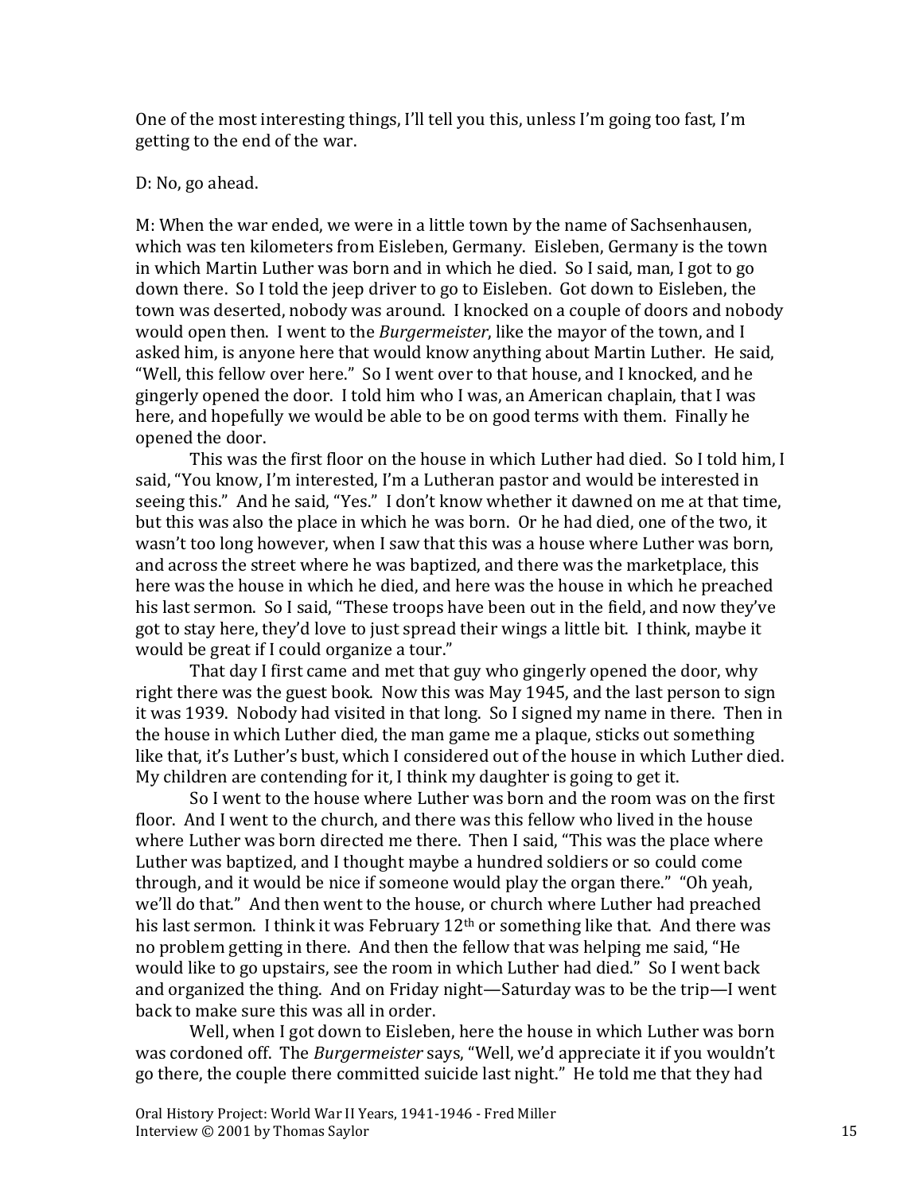One of the most interesting things, I'll tell you this, unless I'm going too fast, I'm getting to the end of the war.

D: No, go ahead.

M: When the war ended, we were in a little town by the name of Sachsenhausen, which was ten kilometers from Eisleben, Germany. Eisleben, Germany is the town in which Martin Luther was born and in which he died. So I said, man, I got to go down there. So I told the jeep driver to go to Eisleben. Got down to Eisleben, the town was deserted, nobody was around. I knocked on a couple of doors and nobody would open then. I went to the *Burgermeister*, like the mayor of the town, and I asked him, is anyone here that would know anything about Martin Luther. He said, "Well, this fellow over here." So I went over to that house, and I knocked, and he gingerly opened the door. I told him who I was, an American chaplain, that I was here, and hopefully we would be able to be on good terms with them. Finally he opened the door.

This was the first floor on the house in which Luther had died. So I told him, I said, "You know, I'm interested, I'm a Lutheran pastor and would be interested in seeing this." And he said, "Yes." I don't know whether it dawned on me at that time, but this was also the place in which he was born. Or he had died, one of the two, it wasn't too long however, when I saw that this was a house where Luther was born, and across the street where he was baptized, and there was the marketplace, this here was the house in which he died, and here was the house in which he preached his last sermon. So I said, "These troops have been out in the field, and now they've got to stay here, they'd love to just spread their wings a little bit. I think, maybe it would be great if I could organize a tour."

That day I first came and met that guy who gingerly opened the door, why right there was the guest book. Now this was May 1945, and the last person to sign it was 1939. Nobody had visited in that long. So I signed my name in there. Then in the house in which Luther died, the man game me a plaque, sticks out something like that, it's Luther's bust, which I considered out of the house in which Luther died. My children are contending for it, I think my daughter is going to get it.

So I went to the house where Luther was born and the room was on the first floor. And I went to the church, and there was this fellow who lived in the house where Luther was born directed me there. Then I said, "This was the place where Luther was baptized, and I thought maybe a hundred soldiers or so could come through, and it would be nice if someone would play the organ there." "Oh yeah, we'll do that." And then went to the house, or church where Luther had preached his last sermon. I think it was February 12th or something like that. And there was no problem getting in there. And then the fellow that was helping me said, "He would like to go upstairs, see the room in which Luther had died." So I went back and organized the thing. And on Friday night—Saturday was to be the trip—I went back to make sure this was all in order.

Well, when I got down to Eisleben, here the house in which Luther was born was cordoned off. The *Burgermeister* says, "Well, we'd appreciate it if you wouldn't go there, the couple there committed suicide last night." He told me that they had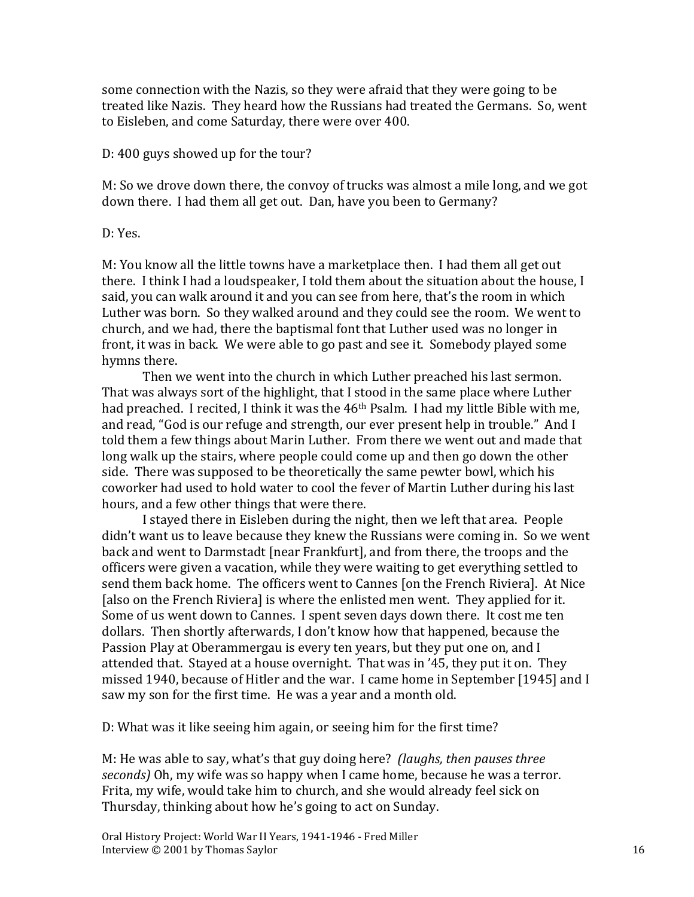some connection with the Nazis, so they were afraid that they were going to be treated like Nazis. They heard how the Russians had treated the Germans. So, went to Eisleben, and come Saturday, there were over 400.

D: 400 guys showed up for the tour?

M: So we drove down there, the convoy of trucks was almost a mile long, and we got down there. I had them all get out. Dan, have you been to Germany?

D: Yes.

M: You know all the little towns have a marketplace then. I had them all get out there. I think I had a loudspeaker, I told them about the situation about the house, I said, you can walk around it and you can see from here, that's the room in which Luther was born. So they walked around and they could see the room. We went to church, and we had, there the baptismal font that Luther used was no longer in front, it was in back. We were able to go past and see it. Somebody played some hymns there.

Then we went into the church in which Luther preached his last sermon. That was always sort of the highlight, that I stood in the same place where Luther had preached. I recited, I think it was the 46th Psalm. I had my little Bible with me, and read, "God is our refuge and strength, our ever present help in trouble." And I told them a few things about Marin Luther. From there we went out and made that long walk up the stairs, where people could come up and then go down the other side. There was supposed to be theoretically the same pewter bowl, which his coworker had used to hold water to cool the fever of Martin Luther during his last hours, and a few other things that were there.

I stayed there in Eisleben during the night, then we left that area. People didn't want us to leave because they knew the Russians were coming in. So we went back and went to Darmstadt [near Frankfurt], and from there, the troops and the officers were given a vacation, while they were waiting to get everything settled to send them back home. The officers went to Cannes [on the French Riviera]. At Nice [also on the French Riviera] is where the enlisted men went. They applied for it. Some of us went down to Cannes. I spent seven days down there. It cost me ten dollars. Then shortly afterwards, I don't know how that happened, because the Passion Play at Oberammergau is every ten years, but they put one on, and I attended that. Stayed at a house overnight. That was in '45, they put it on. They missed 1940, because of Hitler and the war. I came home in September [1945] and I saw my son for the first time. He was a year and a month old.

D: What was it like seeing him again, or seeing him for the first time?

M: He was able to say, what's that guy doing here? *(laughs, then pauses three seconds)* Oh, my wife was so happy when I came home, because he was a terror. Frita, my wife, would take him to church, and she would already feel sick on Thursday, thinking about how he's going to act on Sunday.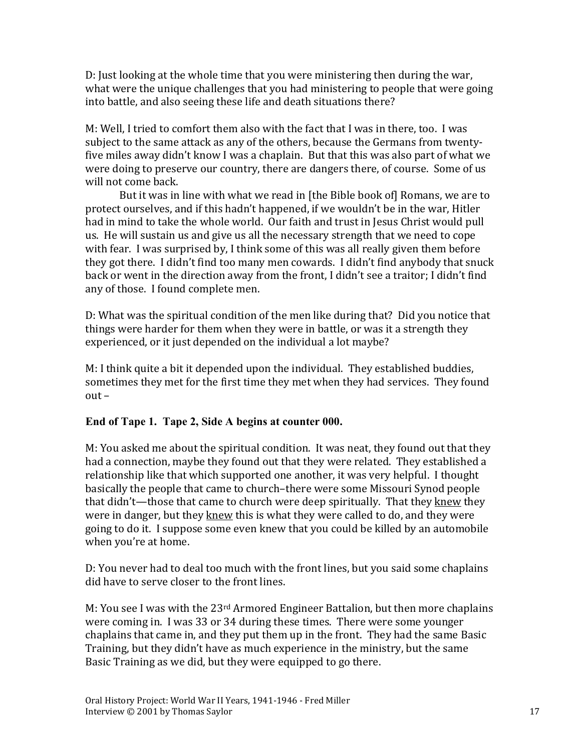D: Just looking at the whole time that you were ministering then during the war, what were the unique challenges that you had ministering to people that were going into battle, and also seeing these life and death situations there?

M: Well, I tried to comfort them also with the fact that I was in there, too. I was subject to the same attack as any of the others, because the Germans from twenty-five miles away didn't know I was a chaplain. But that this was also part of what we were doing to preserve our country, there are dangers there, of course. Some of us will not come back.

But it was in line with what we read in [the Bible book of] Romans, we are to protect ourselves, and if this hadn't happened, if we wouldn't be in the war, Hitler had in mind to take the whole world. Our faith and trust in Jesus Christ would pull us. He will sustain us and give us all the necessary strength that we need to cope with fear. I was surprised by, I think some of this was all really given them before they got there. I didn't find too many men cowards. I didn't find anybody that snuck back or went in the direction away from the front, I didn't see a traitor; I didn't find any of those. I found complete men.

D: What was the spiritual condition of the men like during that? Did you notice that things were harder for them when they were in battle, or was it a strength they experienced, or it just depended on the individual a lot maybe?

M: I think quite a bit it depended upon the individual. They established buddies, sometimes they met for the first time they met when they had services. They found out –

**End of Tape 1. Tape 2, Side A begins at counter 000.**

M: You asked me about the spiritual condition. It was neat, they found out that they had a connection, maybe they found out that they were related. They established a relationship like that which supported one another, it was very helpful. I thought basically the people that came to church–there were some Missouri Synod people that didn't—those that came to church were deep spiritually. That they <u>knew</u> they were in danger, but they <u>knew</u> this is what they were called to do, and they were going to do it. I suppose some even knew that you could be killed by an automobile when you're at home.

D: You never had to deal too much with the front lines, but you said some chaplains did have to serve closer to the front lines.

M: You see I was with the 23rd Armored Engineer Battalion, but then more chaplains were coming in. I was 33 or 34 during these times. There were some younger chaplains that came in, and they put them up in the front. They had the same Basic Training, but they didn't have as much experience in the ministry, but the same Basic Training as we did, but they were equipped to go there.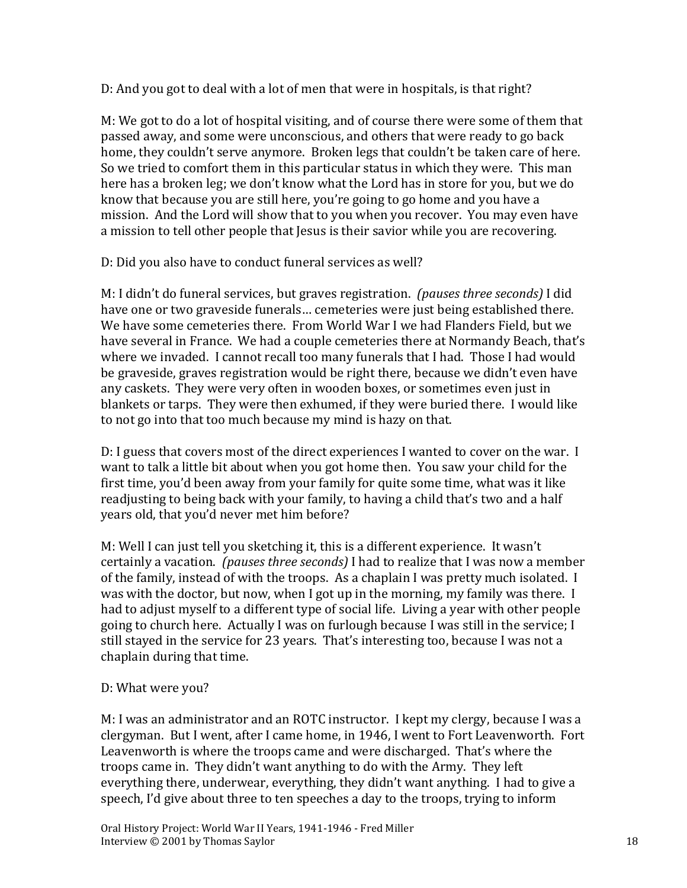D: And you got to deal with a lot of men that were in hospitals, is that right?

M: We got to do a lot of hospital visiting, and of course there were some of them that passed away, and some were unconscious, and others that were ready to go back home, they couldn't serve anymore. Broken legs that couldn't be taken care of here. So we tried to comfort them in this particular status in which they were. This man here has a broken leg; we don't know what the Lord has in store for you, but we do know that because you are still here, you're going to go home and you have a mission. And the Lord will show that to you when you recover. You may even have a mission to tell other people that Jesus is their savior while you are recovering.

D: Did you also have to conduct funeral services as well?

M: I didn't do funeral services, but graves registration. *(pauses three seconds)* I did have one or two graveside funerals… cemeteries were just being established there. We have some cemeteries there. From World War I we had Flanders Field, but we have several in France. We had a couple cemeteries there at Normandy Beach, that's where we invaded. I cannot recall too many funerals that I had. Those I had would be graveside, graves registration would be right there, because we didn't even have any caskets. They were very often in wooden boxes, or sometimes even just in blankets or tarps. They were then exhumed, if they were buried there. I would like to not go into that too much because my mind is hazy on that.

D: I guess that covers most of the direct experiences I wanted to cover on the war. I want to talk a little bit about when you got home then. You saw your child for the first time, you'd been away from your family for quite some time, what was it like readjusting to being back with your family, to having a child that's two and a half years old, that you'd never met him before?

M: Well I can just tell you sketching it, this is a different experience. It wasn't certainly a vacation. *(pauses three seconds)* I had to realize that I was now a member of the family, instead of with the troops. As a chaplain I was pretty much isolated. I was with the doctor, but now, when I got up in the morning, my family was there. I had to adjust myself to a different type of social life. Living a year with other people going to church here. Actually I was on furlough because I was still in the service; I still stayed in the service for 23 years. That's interesting too, because I was not a chaplain during that time.

D: What were you?

M: I was an administrator and an ROTC instructor. I kept my clergy, because I was a clergyman. But I went, after I came home, in 1946, I went to Fort Leavenworth. Fort Leavenworth is where the troops came and were discharged. That's where the troops came in. They didn't want anything to do with the Army. They left everything there, underwear, everything, they didn't want anything. I had to give a speech, I'd give about three to ten speeches a day to the troops, trying to inform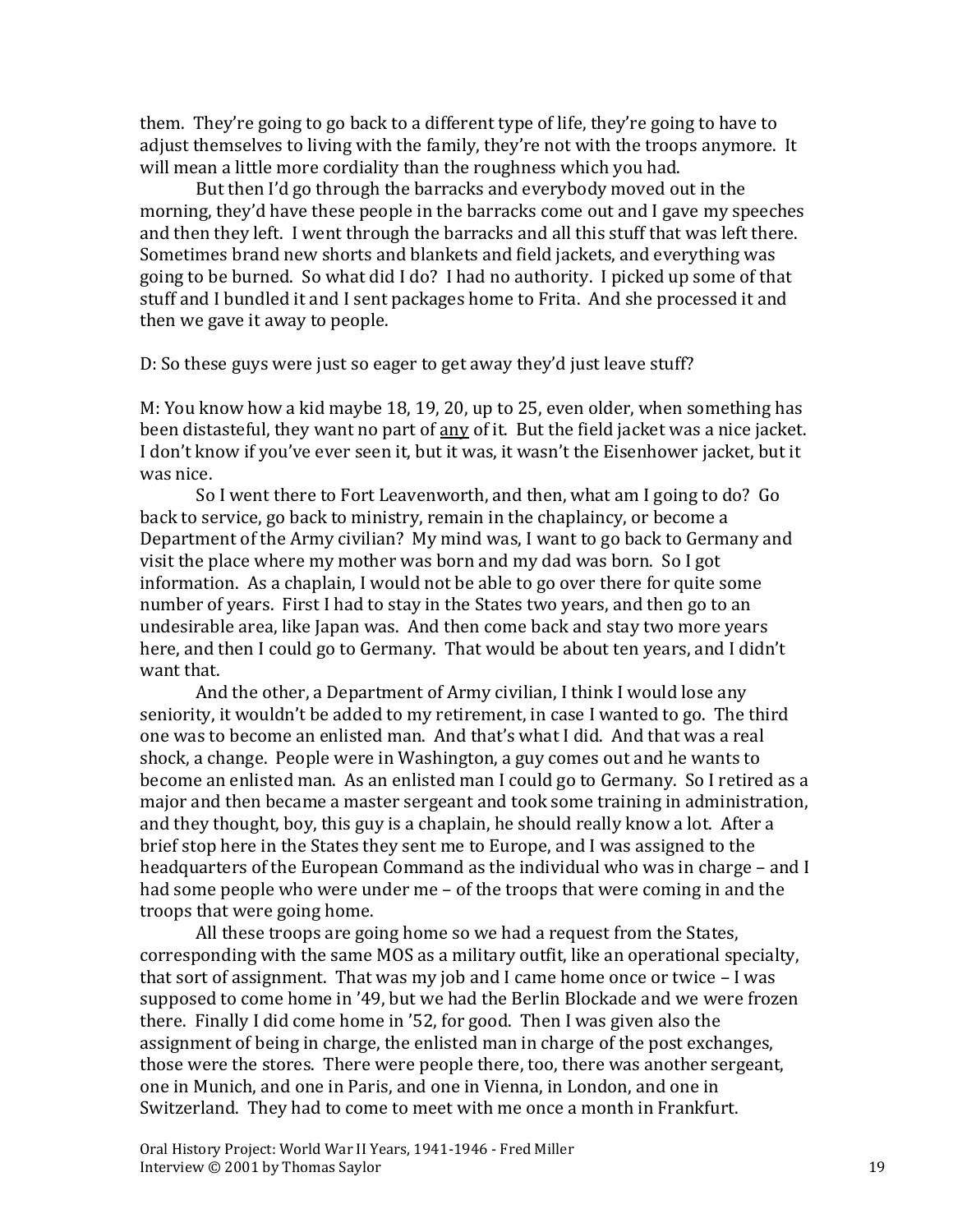them. They're going to go back to a different type of life, they're going to have to adjust themselves to living with the family, they're not with the troops anymore. It will mean a little more cordiality than the roughness which you had.

But then I'd go through the barracks and everybody moved out in the morning, they'd have these people in the barracks come out and I gave my speeches and then they left. I went through the barracks and all this stuff that was left there. Sometimes brand new shorts and blankets and field jackets, and everything was going to be burned. So what did I do? I had no authority. I picked up some of that stuff and I bundled it and I sent packages home to Frita. And she processed it and then we gave it away to people.

D: So these guys were just so eager to get away they'd just leave stuff?

M: You know how a kid maybe 18, 19, 20, up to 25, even older, when something has been distasteful, they want no part of <u>any</u> of it. But the field jacket was a nice jacket. I don't know if you've ever seen it, but it was, it wasn't the Eisenhower jacket, but it was nice.

So I went there to Fort Leavenworth, and then, what am I going to do? Go back to service, go back to ministry, remain in the chaplaincy, or become a Department of the Army civilian? My mind was, I want to go back to Germany and visit the place where my mother was born and my dad was born. So I got information. As a chaplain, I would not be able to go over there for quite some number of years. First I had to stay in the States two years, and then go to an undesirable area, like Japan was. And then come back and stay two more years here, and then I could go to Germany. That would be about ten years, and I didn't want that.

And the other, a Department of Army civilian, I think I would lose any seniority, it wouldn't be added to my retirement, in case I wanted to go. The third one was to become an enlisted man. And that's what I did. And that was a real shock, a change. People were in Washington, a guy comes out and he wants to become an enlisted man. As an enlisted man I could go to Germany. So I retired as a major and then became a master sergeant and took some training in administration, and they thought, boy, this guy is a chaplain, he should really know a lot. After a brief stop here in the States they sent me to Europe, and I was assigned to the headquarters of the European Command as the individual who was in charge – and I had some people who were under me – of the troops that were coming in and the troops that were going home.

All these troops are going home so we had a request from the States, corresponding with the same MOS as a military outfit, like an operational specialty, that sort of assignment. That was my job and I came home once or twice – I was supposed to come home in '49, but we had the Berlin Blockade and we were frozen there. Finally I did come home in '52, for good. Then I was given also the assignment of being in charge, the enlisted man in charge of the post exchanges, those were the stores. There were people there, too, there was another sergeant, one in Munich, and one in Paris, and one in Vienna, in London, and one in Switzerland. They had to come to meet with me once a month in Frankfurt.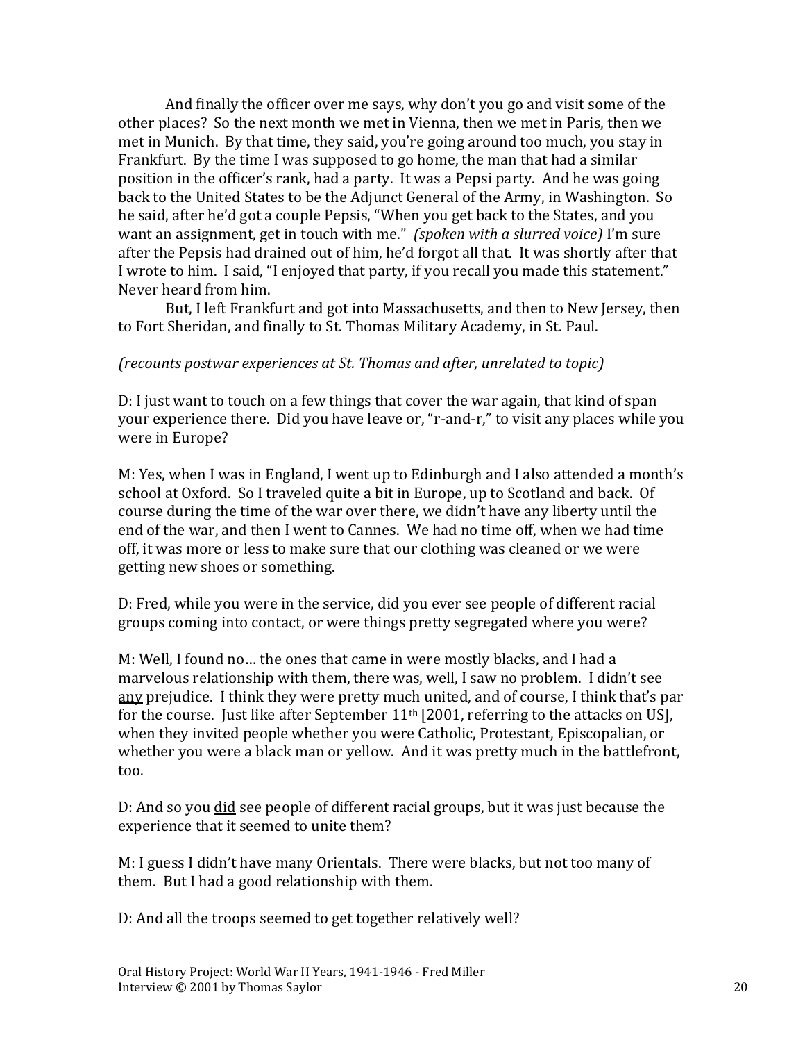And finally the officer over me says, why don't you go and visit some of the other places? So the next month we met in Vienna, then we met in Paris, then we met in Munich. By that time, they said, you're going around too much, you stay in Frankfurt. By the time I was supposed to go home, the man that had a similar position in the officer's rank, had a party. It was a Pepsi party. And he was going back to the United States to be the Adjunct General of the Army, in Washington. So he said, after he'd got a couple Pepsis, "When you get back to the States, and you want an assignment, get in touch with me." *(spoken with a slurred voice)* I'm sure after the Pepsis had drained out of him, he'd forgot all that. It was shortly after that I wrote to him. I said, "I enjoyed that party, if you recall you made this statement." Never heard from him.

But, I left Frankfurt and got into Massachusetts, and then to New Jersey, then to Fort Sheridan, and finally to St. Thomas Military Academy, in St. Paul.

*(recounts postwar experiences at St. Thomas and after, unrelated to topic)*

D: I just want to touch on a few things that cover the war again, that kind of span your experience there. Did you have leave or, "r-and-r," to visit any places while you were in Europe?

M: Yes, when I was in England, I went up to Edinburgh and I also attended a month's school at Oxford. So I traveled quite a bit in Europe, up to Scotland and back. Of course during the time of the war over there, we didn't have any liberty until the end of the war, and then I went to Cannes. We had no time off, when we had time off, it was more or less to make sure that our clothing was cleaned or we were getting new shoes or something.

D: Fred, while you were in the service, did you ever see people of different racial groups coming into contact, or were things pretty segregated where you were?

M: Well, I found no… the ones that came in were mostly blacks, and I had a marvelous relationship with them, there was, well, I saw no problem. I didn't see <u>any</u> prejudice. I think they were pretty much united, and of course, I think that's par for the course. Just like after September 11th [2001, referring to the attacks on US], when they invited people whether you were Catholic, Protestant, Episcopalian, or whether you were a black man or yellow. And it was pretty much in the battlefront, too.

D: And so you <u>did</u> see people of different racial groups, but it was just because the experience that it seemed to unite them?

M: I guess I didn't have many Orientals. There were blacks, but not too many of them. But I had a good relationship with them.

D: And all the troops seemed to get together relatively well?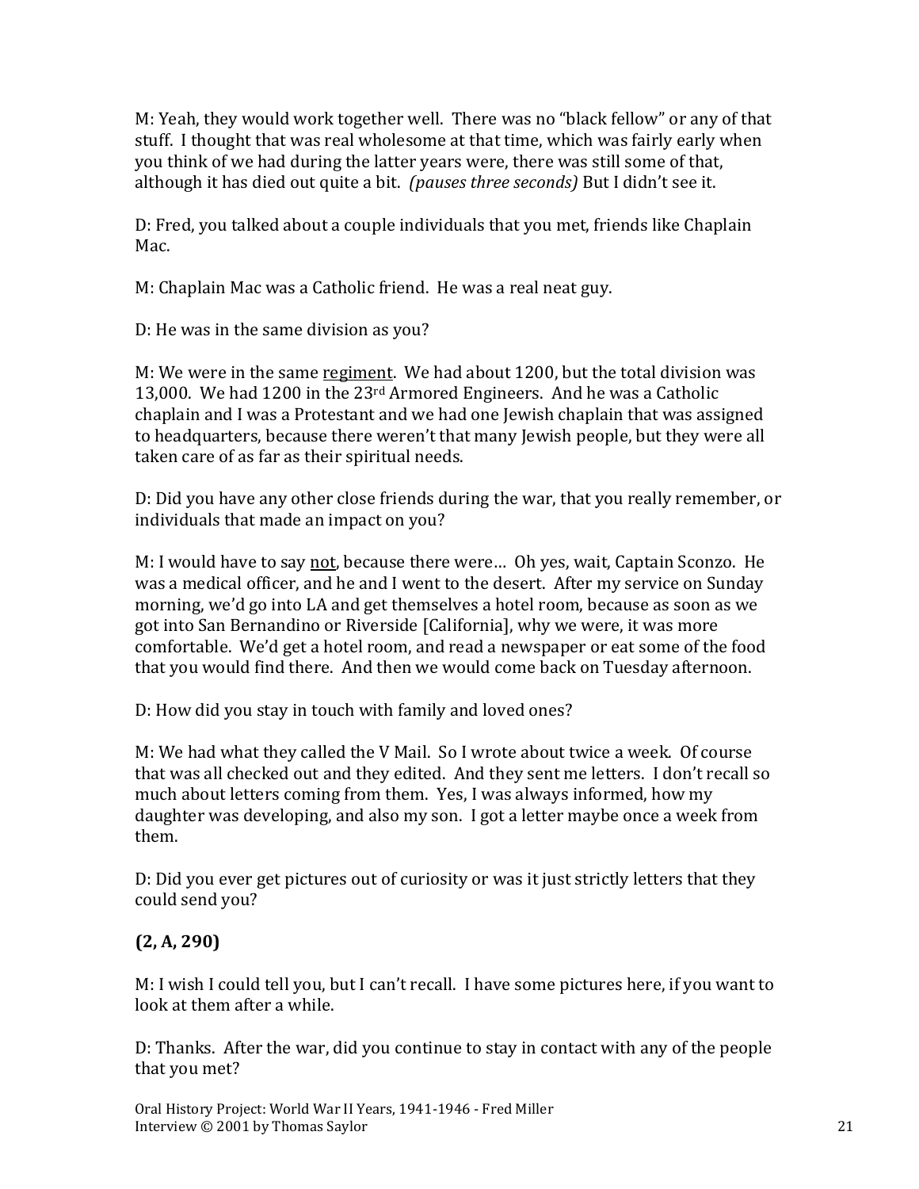M: Yeah, they would work together well. There was no "black fellow" or any of that stuff. I thought that was real wholesome at that time, which was fairly early when you think of we had during the latter years were, there was still some of that, although it has died out quite a bit. *(pauses three seconds)* But I didn't see it.

D: Fred, you talked about a couple individuals that you met, friends like Chaplain Mac.

M: Chaplain Mac was a Catholic friend. He was a real neat guy.

D: He was in the same division as you?

M: We were in the same <u>regiment</u>. We had about 1200, but the total division was 13,000. We had 1200 in the 23rd Armored Engineers. And he was a Catholic chaplain and I was a Protestant and we had one Jewish chaplain that was assigned to headquarters, because there weren't that many Jewish people, but they were all taken care of as far as their spiritual needs.

D: Did you have any other close friends during the war, that you really remember, or individuals that made an impact on you?

M: I would have to say <u>not</u>, because there were… Oh yes, wait, Captain Sconzo. He was a medical officer, and he and I went to the desert. After my service on Sunday morning, we'd go into LA and get themselves a hotel room, because as soon as we got into San Bernandino or Riverside [California], why we were, it was more comfortable. We'd get a hotel room, and read a newspaper or eat some of the food that you would find there. And then we would come back on Tuesday afternoon.

D: How did you stay in touch with family and loved ones?

M: We had what they called the V Mail. So I wrote about twice a week. Of course that was all checked out and they edited. And they sent me letters. I don't recall so much about letters coming from them. Yes, I was always informed, how my daughter was developing, and also my son. I got a letter maybe once a week from them.

D: Did you ever get pictures out of curiosity or was it just strictly letters that they could send you?

**(2, A, 290)**

M: I wish I could tell you, but I can't recall. I have some pictures here, if you want to look at them after a while.

D: Thanks. After the war, did you continue to stay in contact with any of the people that you met?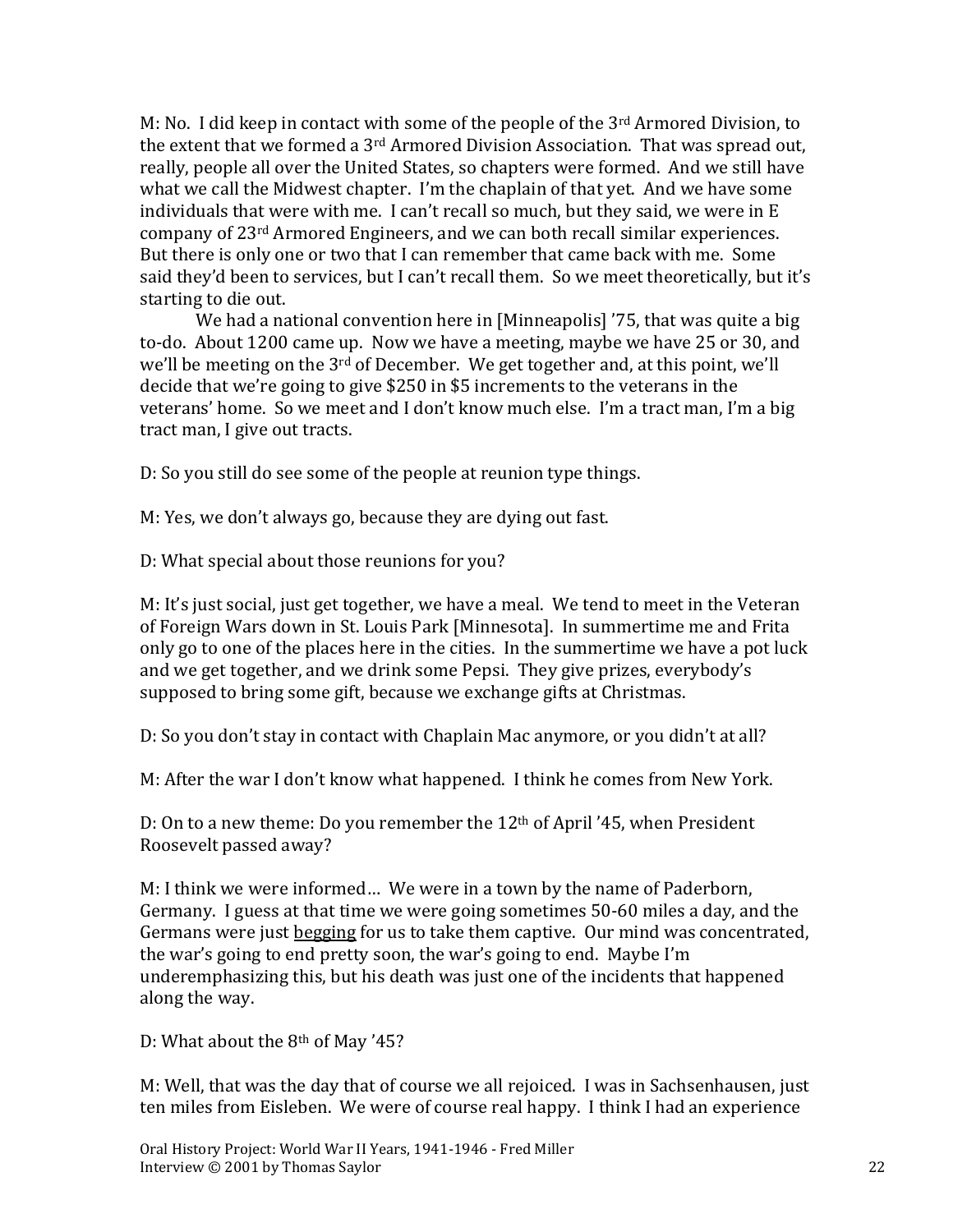M: No. I did keep in contact with some of the people of the 3rd Armored Division, to the extent that we formed a 3rd Armored Division Association. That was spread out, really, people all over the United States, so chapters were formed. And we still have what we call the Midwest chapter. I'm the chaplain of that yet. And we have some individuals that were with me. I can't recall so much, but they said, we were in E company of 23rd Armored Engineers, and we can both recall similar experiences. But there is only one or two that I can remember that came back with me. Some said they'd been to services, but I can't recall them. So we meet theoretically, but it's starting to die out.

We had a national convention here in [Minneapolis] '75, that was quite a big to-do. About 1200 came up. Now we have a meeting, maybe we have 25 or 30, and we'll be meeting on the 3rd of December. We get together and, at this point, we'll decide that we're going to give $250 in $5 increments to the veterans in the veterans' home. So we meet and I don't know much else. I'm a tract man, I'm a big tract man, I give out tracts.

D: So you still do see some of the people at reunion type things.

M: Yes, we don't always go, because they are dying out fast.

D: What special about those reunions for you?

M: It's just social, just get together, we have a meal. We tend to meet in the Veteran of Foreign Wars down in St. Louis Park [Minnesota]. In summertime me and Frita only go to one of the places here in the cities. In the summertime we have a pot luck and we get together, and we drink some Pepsi. They give prizes, everybody's supposed to bring some gift, because we exchange gifts at Christmas.

D: So you don't stay in contact with Chaplain Mac anymore, or you didn't at all?

M: After the war I don't know what happened. I think he comes from New York.

D: On to a new theme: Do you remember the 12th of April '45, when President Roosevelt passed away?

M: I think we were informed… We were in a town by the name of Paderborn, Germany. I guess at that time we were going sometimes 50-60 miles a day, and the Germans were just <u>begging</u> for us to take them captive. Our mind was concentrated, the war's going to end pretty soon, the war's going to end. Maybe I'm underemphasizing this, but his death was just one of the incidents that happened along the way.

D: What about the 8th of May '45?

M: Well, that was the day that of course we all rejoiced. I was in Sachsenhausen, just ten miles from Eisleben. We were of course real happy. I think I had an experience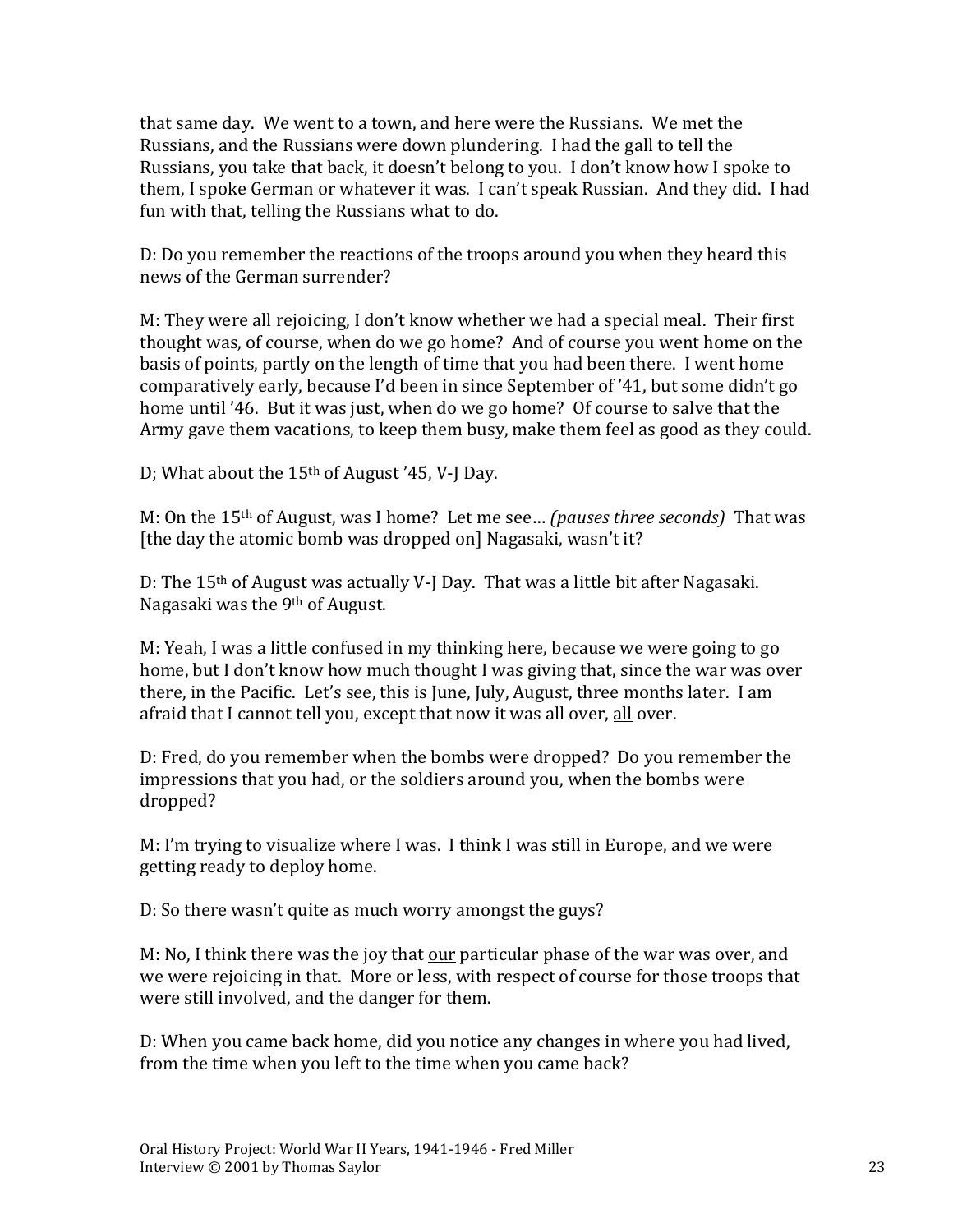that same day. We went to a town, and here were the Russians. We met the Russians, and the Russians were down plundering. I had the gall to tell the Russians, you take that back, it doesn't belong to you. I don't know how I spoke to them, I spoke German or whatever it was. I can't speak Russian. And they did. I had fun with that, telling the Russians what to do.

D: Do you remember the reactions of the troops around you when they heard this news of the German surrender?

M: They were all rejoicing, I don't know whether we had a special meal. Their first thought was, of course, when do we go home? And of course you went home on the basis of points, partly on the length of time that you had been there. I went home comparatively early, because I'd been in since September of '41, but some didn't go home until '46. But it was just, when do we go home? Of course to salve that the Army gave them vacations, to keep them busy, make them feel as good as they could.

D; What about the 15th of August '45, V-J Day.

M: On the 15th of August, was I home? Let me see… *(pauses three seconds)* That was [the day the atomic bomb was dropped on] Nagasaki, wasn't it?

D: The 15th of August was actually V-J Day. That was a little bit after Nagasaki. Nagasaki was the 9th of August.

M: Yeah, I was a little confused in my thinking here, because we were going to go home, but I don't know how much thought I was giving that, since the war was over there, in the Pacific. Let's see, this is June, July, August, three months later. I am afraid that I cannot tell you, except that now it was all over, <u>all</u> over.

D: Fred, do you remember when the bombs were dropped? Do you remember the impressions that you had, or the soldiers around you, when the bombs were dropped?

M: I'm trying to visualize where I was. I think I was still in Europe, and we were getting ready to deploy home.

D: So there wasn't quite as much worry amongst the guys?

M: No, I think there was the joy that <u>our</u> particular phase of the war was over, and we were rejoicing in that. More or less, with respect of course for those troops that were still involved, and the danger for them.

D: When you came back home, did you notice any changes in where you had lived, from the time when you left to the time when you came back?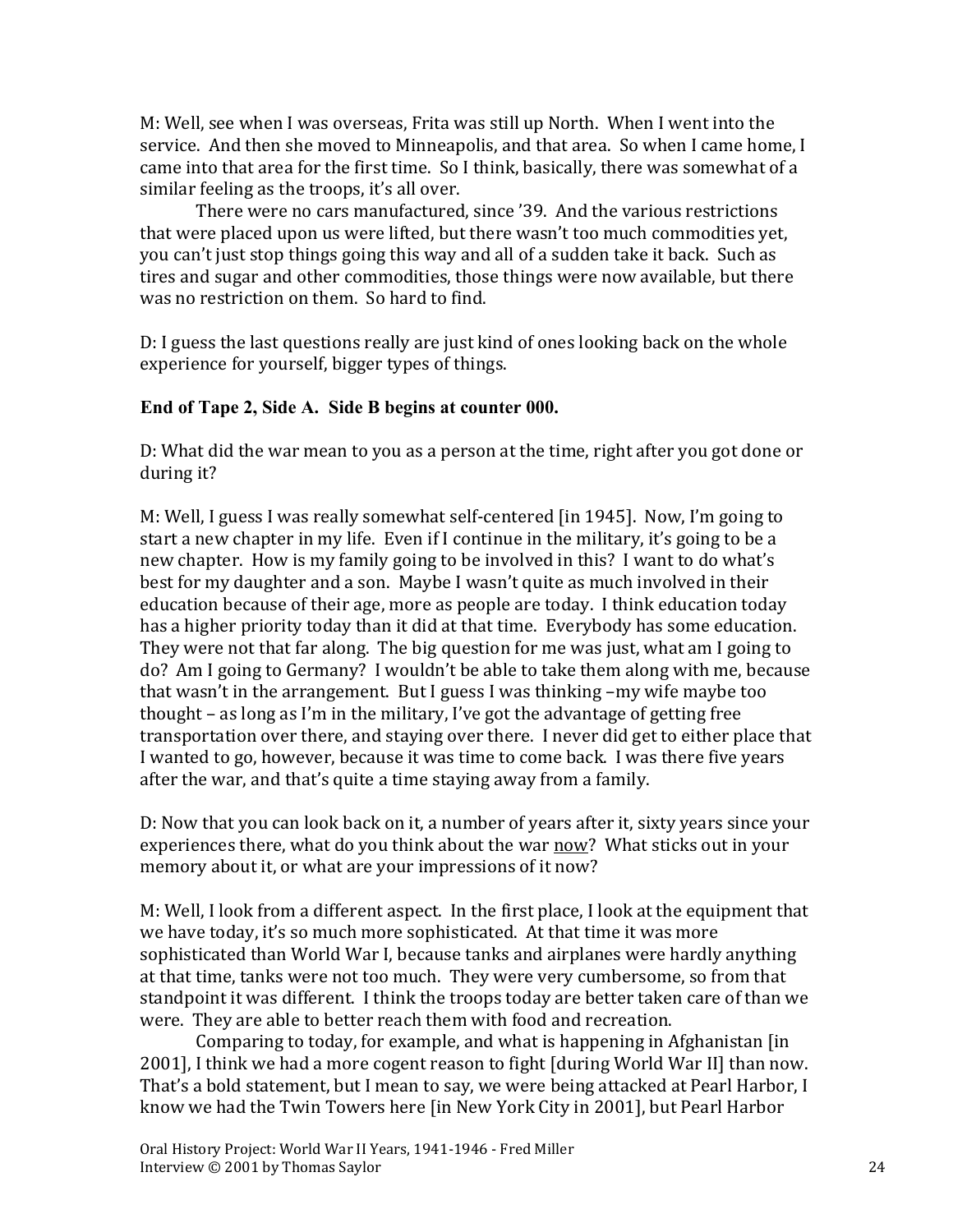M: Well, see when I was overseas, Frita was still up North. When I went into the service. And then she moved to Minneapolis, and that area. So when I came home, I came into that area for the first time. So I think, basically, there was somewhat of a similar feeling as the troops, it's all over.

There were no cars manufactured, since '39. And the various restrictions that were placed upon us were lifted, but there wasn't too much commodities yet, you can't just stop things going this way and all of a sudden take it back. Such as tires and sugar and other commodities, those things were now available, but there was no restriction on them. So hard to find.

D: I guess the last questions really are just kind of ones looking back on the whole experience for yourself, bigger types of things.

**End of Tape 2, Side A. Side B begins at counter 000.**

D: What did the war mean to you as a person at the time, right after you got done or during it?

M: Well, I guess I was really somewhat self-centered [in 1945]. Now, I'm going to start a new chapter in my life. Even if I continue in the military, it's going to be a new chapter. How is my family going to be involved in this? I want to do what's best for my daughter and a son. Maybe I wasn't quite as much involved in their education because of their age, more as people are today. I think education today has a higher priority today than it did at that time. Everybody has some education. They were not that far along. The big question for me was just, what am I going to do? Am I going to Germany? I wouldn't be able to take them along with me, because that wasn't in the arrangement. But I guess I was thinking –my wife maybe too thought – as long as I'm in the military, I've got the advantage of getting free transportation over there, and staying over there. I never did get to either place that I wanted to go, however, because it was time to come back. I was there five years after the war, and that's quite a time staying away from a family.

D: Now that you can look back on it, a number of years after it, sixty years since your experiences there, what do you think about the war <u>now</u>? What sticks out in your memory about it, or what are your impressions of it now?

M: Well, I look from a different aspect. In the first place, I look at the equipment that we have today, it's so much more sophisticated. At that time it was more sophisticated than World War I, because tanks and airplanes were hardly anything at that time, tanks were not too much. They were very cumbersome, so from that standpoint it was different. I think the troops today are better taken care of than we were. They are able to better reach them with food and recreation.

Comparing to today, for example, and what is happening in Afghanistan [in 2001], I think we had a more cogent reason to fight [during World War II] than now. That's a bold statement, but I mean to say, we were being attacked at Pearl Harbor, I know we had the Twin Towers here [in New York City in 2001], but Pearl Harbor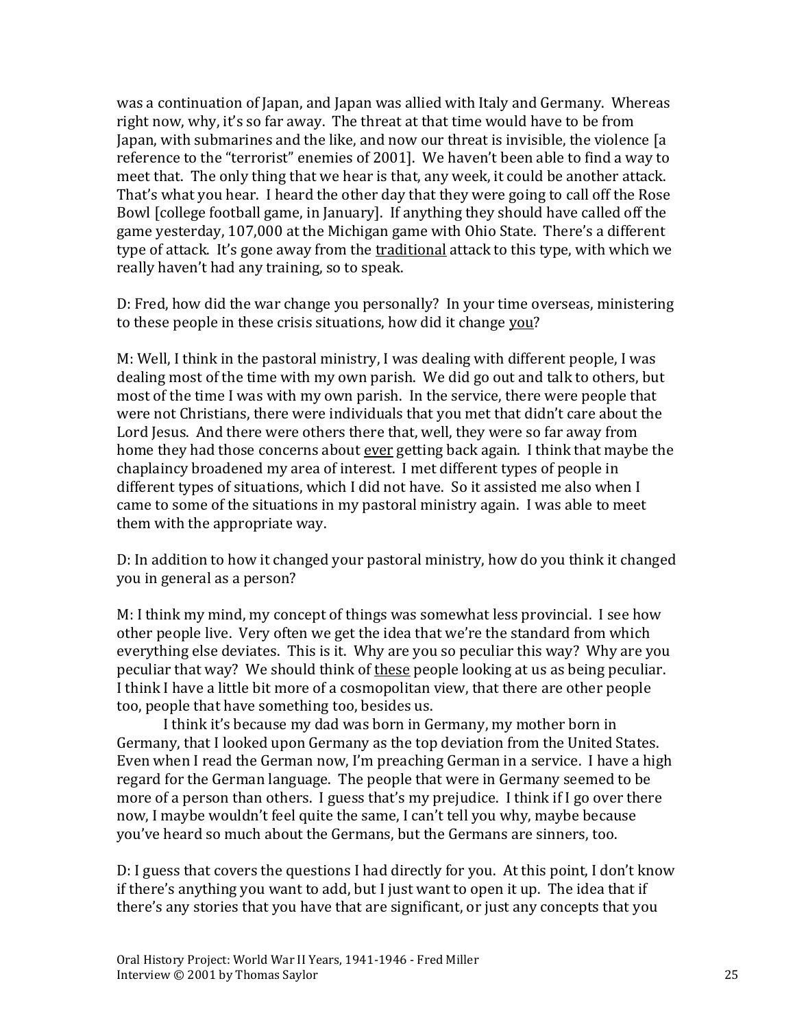was a continuation of Japan, and Japan was allied with Italy and Germany. Whereas right now, why, it's so far away. The threat at that time would have to be from Japan, with submarines and the like, and now our threat is invisible, the violence [a reference to the "terrorist" enemies of 2001]. We haven't been able to find a way to meet that. The only thing that we hear is that, any week, it could be another attack. That's what you hear. I heard the other day that they were going to call off the Rose Bowl [college football game, in January]. If anything they should have called off the game yesterday, 107,000 at the Michigan game with Ohio State. There's a different type of attack. It's gone away from the <u>traditional</u> attack to this type, with which we really haven't had any training, so to speak.

D: Fred, how did the war change you personally? In your time overseas, ministering to these people in these crisis situations, how did it change <u>you</u>?

M: Well, I think in the pastoral ministry, I was dealing with different people, I was dealing most of the time with my own parish. We did go out and talk to others, but most of the time I was with my own parish. In the service, there were people that were not Christians, there were individuals that you met that didn't care about the Lord Jesus. And there were others there that, well, they were so far away from home they had those concerns about <u>ever</u> getting back again. I think that maybe the chaplaincy broadened my area of interest. I met different types of people in different types of situations, which I did not have. So it assisted me also when I came to some of the situations in my pastoral ministry again. I was able to meet them with the appropriate way.

D: In addition to how it changed your pastoral ministry, how do you think it changed you in general as a person?

M: I think my mind, my concept of things was somewhat less provincial. I see how other people live. Very often we get the idea that we're the standard from which everything else deviates. This is it. Why are you so peculiar this way? Why are you peculiar that way? We should think of <u>these</u> people looking at us as being peculiar. I think I have a little bit more of a cosmopolitan view, that there are other people too, people that have something too, besides us.

I think it's because my dad was born in Germany, my mother born in Germany, that I looked upon Germany as the top deviation from the United States. Even when I read the German now, I'm preaching German in a service. I have a high regard for the German language. The people that were in Germany seemed to be more of a person than others. I guess that's my prejudice. I think if I go over there now, I maybe wouldn't feel quite the same, I can't tell you why, maybe because you've heard so much about the Germans, but the Germans are sinners, too.

D: I guess that covers the questions I had directly for you. At this point, I don't know if there's anything you want to add, but I just want to open it up. The idea that if there's any stories that you have that are significant, or just any concepts that you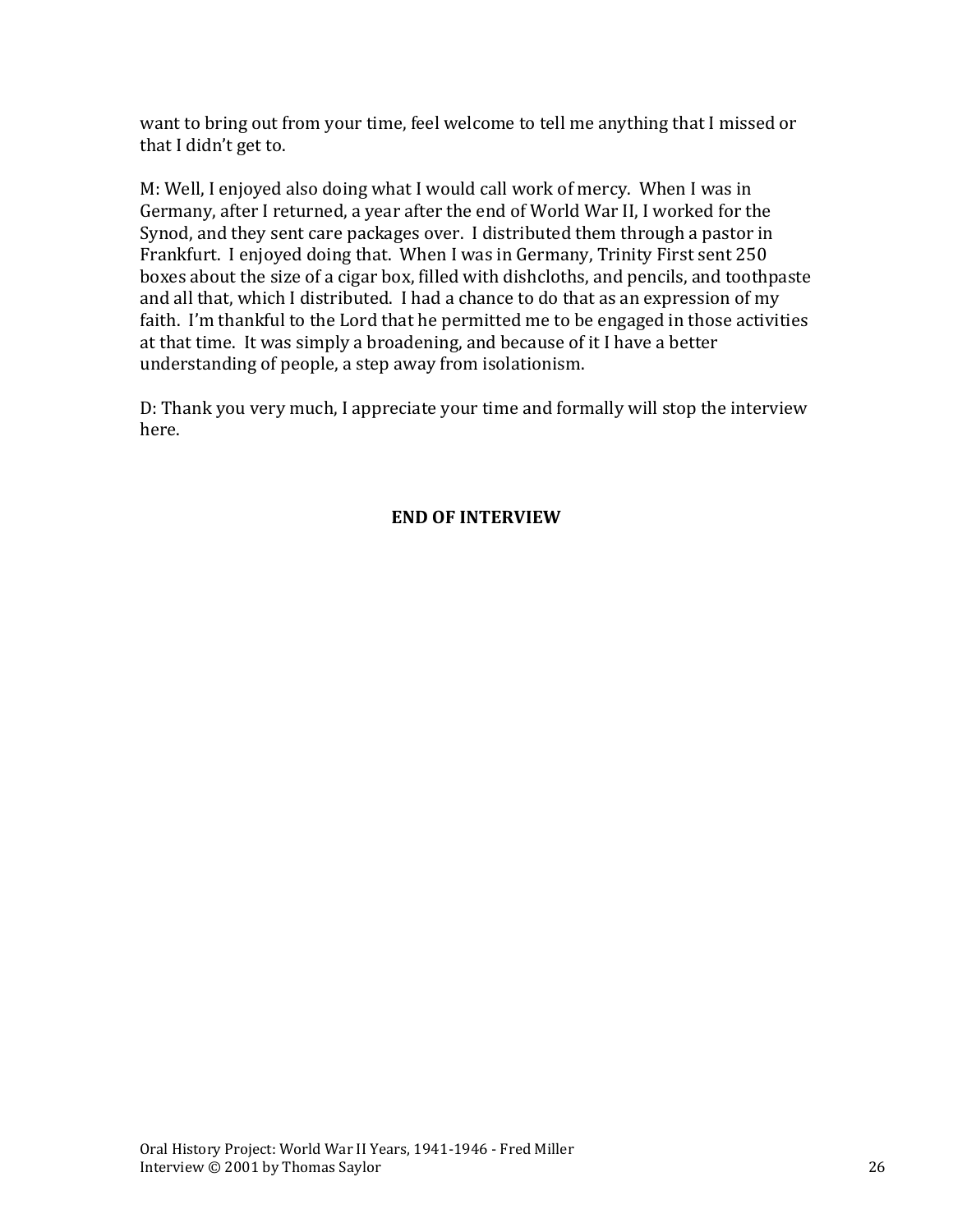want to bring out from your time, feel welcome to tell me anything that I missed or that I didn't get to.

M: Well, I enjoyed also doing what I would call work of mercy. When I was in Germany, after I returned, a year after the end of World War II, I worked for the Synod, and they sent care packages over. I distributed them through a pastor in Frankfurt. I enjoyed doing that. When I was in Germany, Trinity First sent 250 boxes about the size of a cigar box, filled with dishcloths, and pencils, and toothpaste and all that, which I distributed. I had a chance to do that as an expression of my faith. I'm thankful to the Lord that he permitted me to be engaged in those activities at that time. It was simply a broadening, and because of it I have a better understanding of people, a step away from isolationism.

D: Thank you very much, I appreciate your time and formally will stop the interview here.

**END OF INTERVIEW**